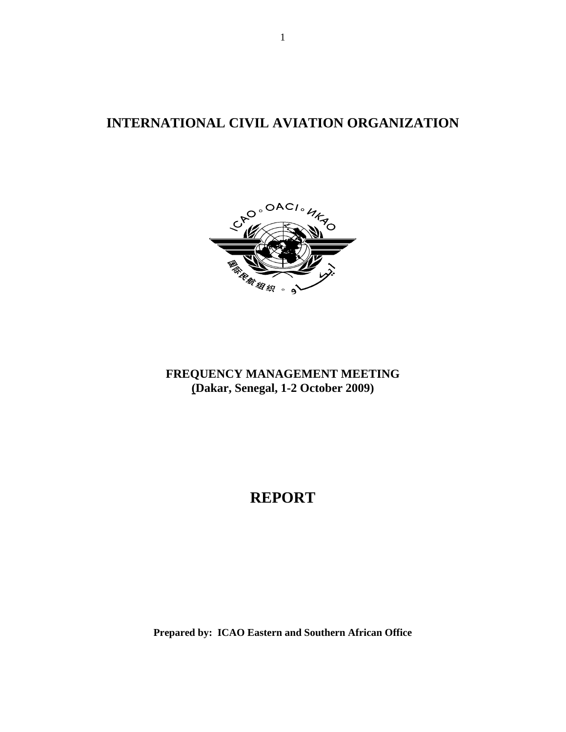# INTERNATIONAL CIVIL AVIATION ORGANIZATION

**FREQUENCY MANAGEMENT MEETING**
**(Dakar, Senegal, 1-2 October 2009)**

# REPORT

**Prepared by: ICAO Eastern and Southern African Office**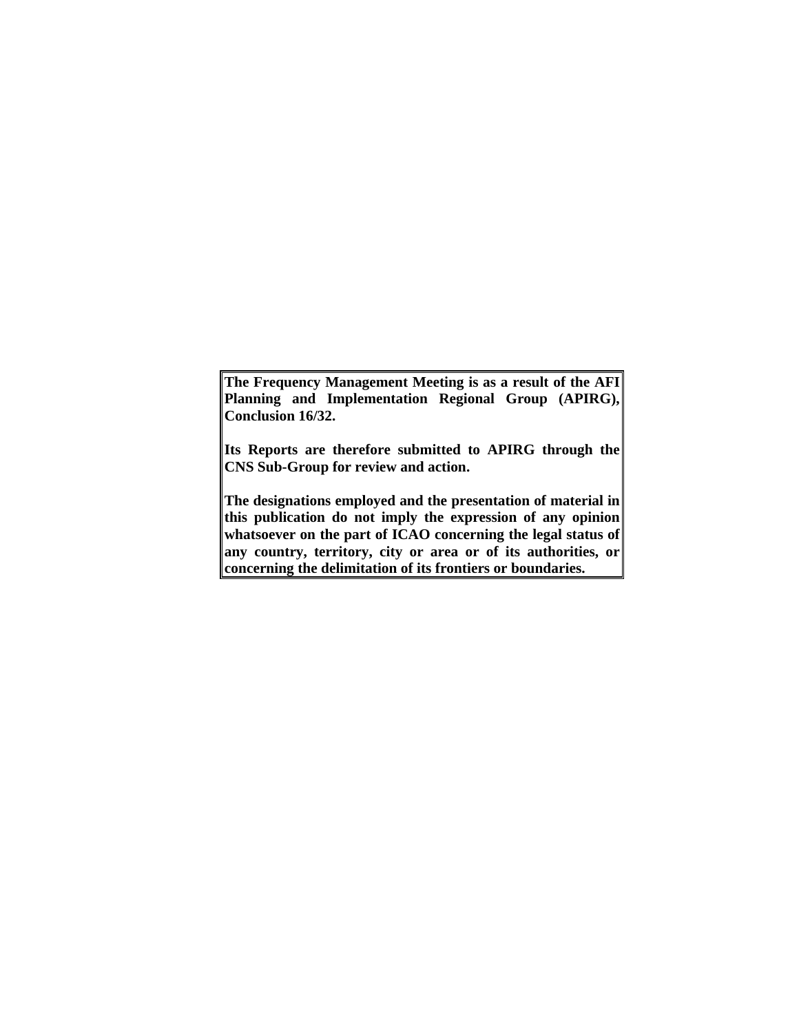**The Frequency Management Meeting is as a result of the AFI Planning and Implementation Regional Group (APIRG), Conclusion 16/32.**

**Its Reports are therefore submitted to APIRG through the CNS Sub-Group for review and action.**

**The designations employed and the presentation of material in this publication do not imply the expression of any opinion whatsoever on the part of ICAO concerning the legal status of any country, territory, city or area or of its authorities, or concerning the delimitation of its frontiers or boundaries.**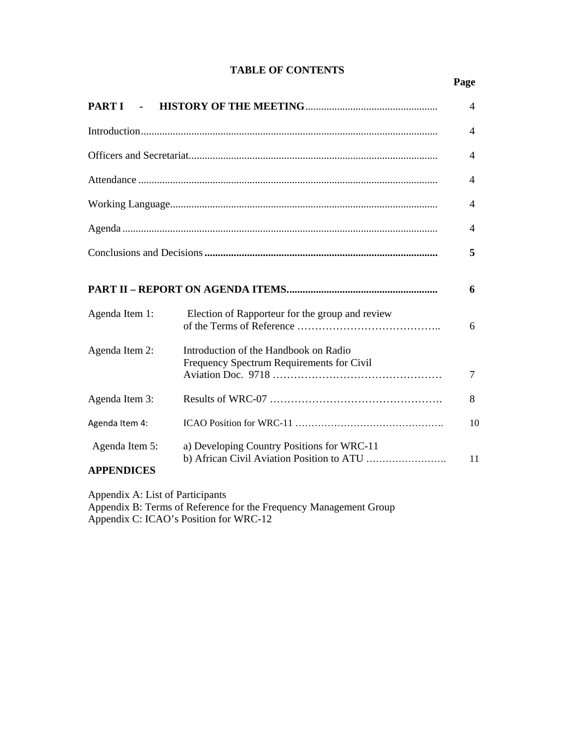**TABLE OF CONTENTS**

| | | Page |
|---|---|---|
| **PART I - HISTORY OF THE MEETING** | | 4 |
| Introduction | | 4 |
| Officers and Secretariat | | 4 |
| Attendance | | 4 |
| Working Language | | 4 |
| Agenda | | 4 |
| Conclusions and Decisions | | **5** |
| **PART II – REPORT ON AGENDA ITEMS** | | **6** |
| Agenda Item 1: | Election of Rapporteur for the group and review of the Terms of Reference | 6 |
| Agenda Item 2: | Introduction of the Handbook on Radio Frequency Spectrum Requirements for Civil Aviation Doc. 9718 | 7 |
| Agenda Item 3: | Results of WRC-07 | 8 |
| Agenda Item 4: | ICAO Position for WRC-11 | 10 |
| Agenda Item 5: | a) Developing Country Positions for WRC-11<br>b) African Civil Aviation Position to ATU | 11 |

**APPENDICES**

Appendix A: List of Participants
Appendix B: Terms of Reference for the Frequency Management Group
Appendix C: ICAO's Position for WRC-12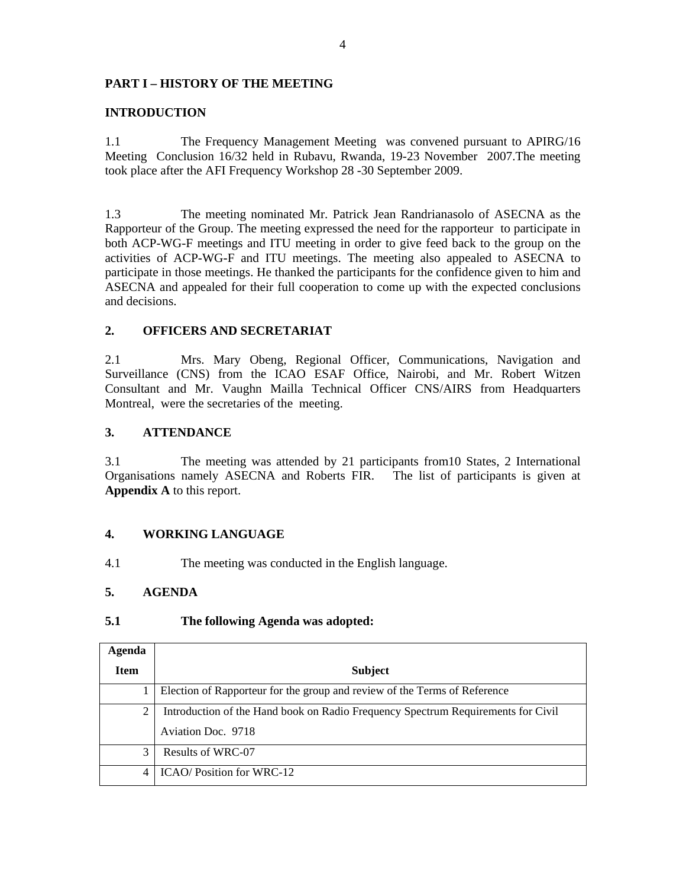## PART I – HISTORY OF THE MEETING

## INTRODUCTION

1.1 The Frequency Management Meeting was convened pursuant to APIRG/16 Meeting Conclusion 16/32 held in Rubavu, Rwanda, 19-23 November 2007.The meeting took place after the AFI Frequency Workshop 28 -30 September 2009.

1.3 The meeting nominated Mr. Patrick Jean Randrianasolo of ASECNA as the Rapporteur of the Group. The meeting expressed the need for the rapporteur to participate in both ACP-WG-F meetings and ITU meeting in order to give feed back to the group on the activities of ACP-WG-F and ITU meetings. The meeting also appealed to ASECNA to participate in those meetings. He thanked the participants for the confidence given to him and ASECNA and appealed for their full cooperation to come up with the expected conclusions and decisions.

## 2. OFFICERS AND SECRETARIAT

2.1 Mrs. Mary Obeng, Regional Officer, Communications, Navigation and Surveillance (CNS) from the ICAO ESAF Office, Nairobi, and Mr. Robert Witzen Consultant and Mr. Vaughn Mailla Technical Officer CNS/AIRS from Headquarters Montreal, were the secretaries of the meeting.

## 3. ATTENDANCE

3.1 The meeting was attended by 21 participants from10 States, 2 International Organisations namely ASECNA and Roberts FIR. The list of participants is given at **Appendix A** to this report.

## 4. WORKING LANGUAGE

4.1 The meeting was conducted in the English language.

## 5. AGENDA

### 5.1 The following Agenda was adopted:

| Agenda Item | Subject |
|---|---|
| 1 | Election of Rapporteur for the group and review of the Terms of Reference |
| 2 | Introduction of the Hand book on Radio Frequency Spectrum Requirements for Civil Aviation Doc. 9718 |
| 3 | Results of WRC-07 |
| 4 | ICAO/ Position for WRC-12 |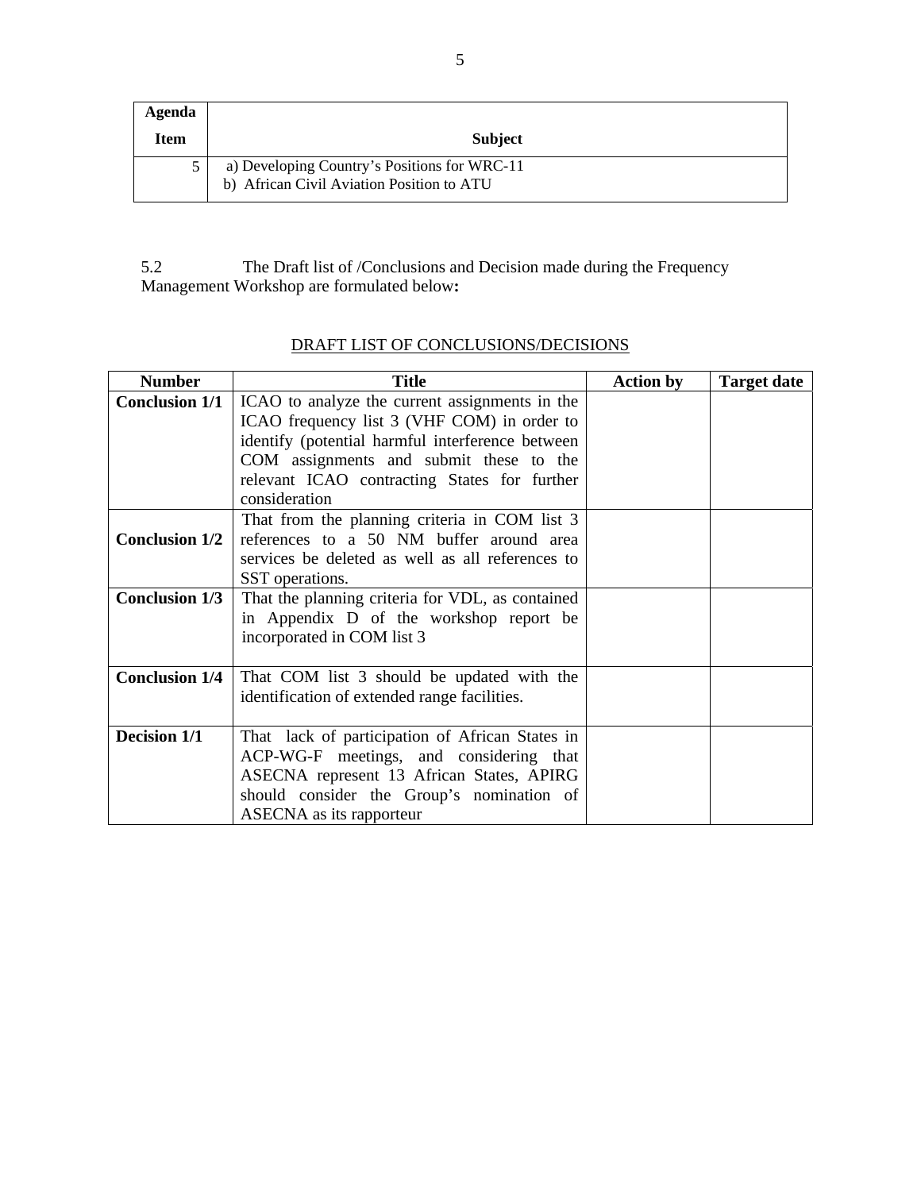| Agenda Item | Subject |
|---|---|
| 5 | a) Developing Country's Positions for WRC-11<br>b) African Civil Aviation Position to ATU |

5.2 The Draft list of /Conclusions and Decision made during the Frequency Management Workshop are formulated below**:**

DRAFT LIST OF CONCLUSIONS/DECISIONS

| Number | Title | Action by | Target date |
|---|---|---|---|
| **Conclusion 1/1** | ICAO to analyze the current assignments in the ICAO frequency list 3 (VHF COM) in order to identify (potential harmful interference between COM assignments and submit these to the relevant ICAO contracting States for further consideration | | |
| **Conclusion 1/2** | That from the planning criteria in COM list 3 references to a 50 NM buffer around area services be deleted as well as all references to SST operations. | | |
| **Conclusion 1/3** | That the planning criteria for VDL, as contained in Appendix D of the workshop report be incorporated in COM list 3 | | |
| **Conclusion 1/4** | That COM list 3 should be updated with the identification of extended range facilities. | | |
| **Decision 1/1** | That lack of participation of African States in ACP-WG-F meetings, and considering that ASECNA represent 13 African States, APIRG should consider the Group's nomination of ASECNA as its rapporteur | | |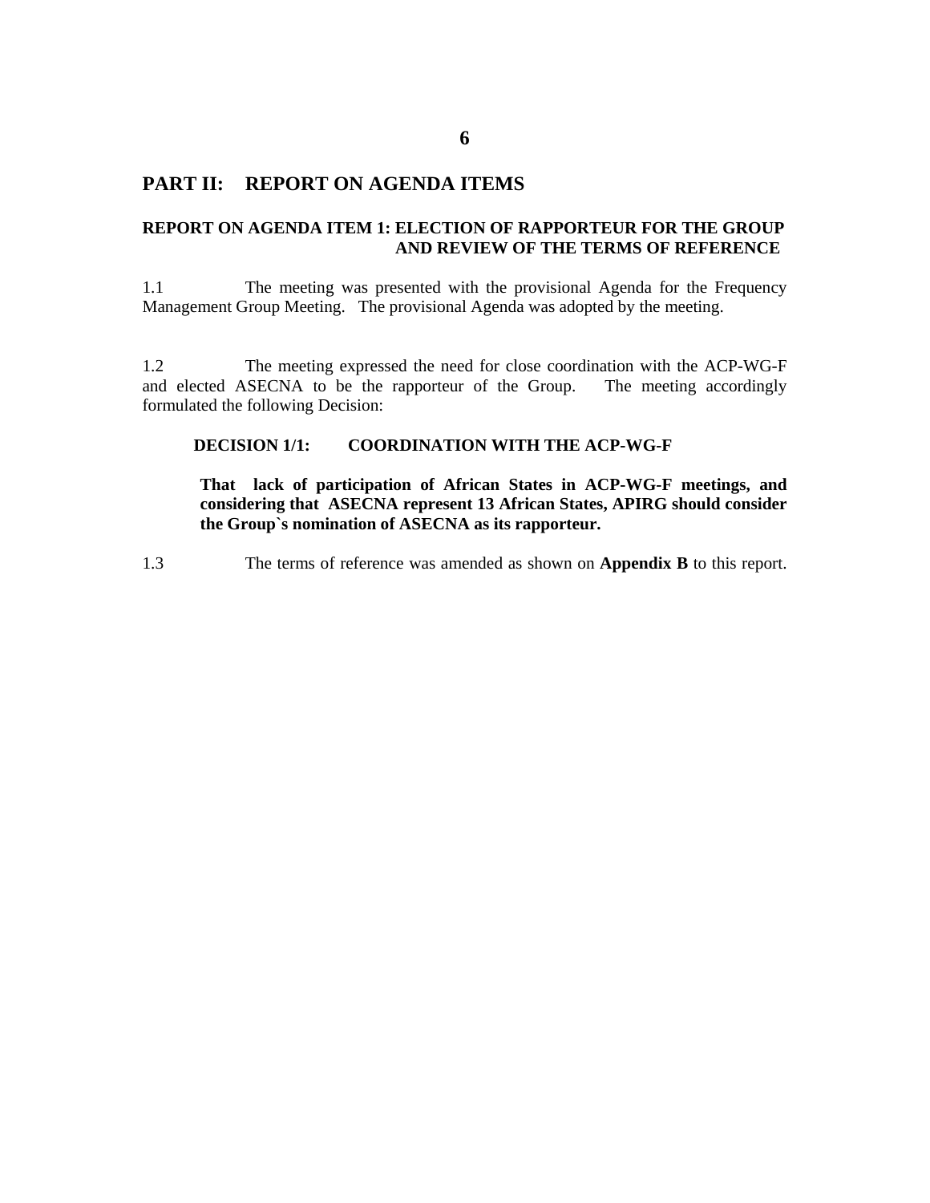# PART II: REPORT ON AGENDA ITEMS

## REPORT ON AGENDA ITEM 1: ELECTION OF RAPPORTEUR FOR THE GROUP AND REVIEW OF THE TERMS OF REFERENCE

1.1 The meeting was presented with the provisional Agenda for the Frequency Management Group Meeting. The provisional Agenda was adopted by the meeting.

1.2 The meeting expressed the need for close coordination with the ACP-WG-F and elected ASECNA to be the rapporteur of the Group. The meeting accordingly formulated the following Decision:

**DECISION 1/1: COORDINATION WITH THE ACP-WG-F**

**That lack of participation of African States in ACP-WG-F meetings, and considering that ASECNA represent 13 African States, APIRG should consider the Group`s nomination of ASECNA as its rapporteur.**

1.3 The terms of reference was amended as shown on **Appendix B** to this report.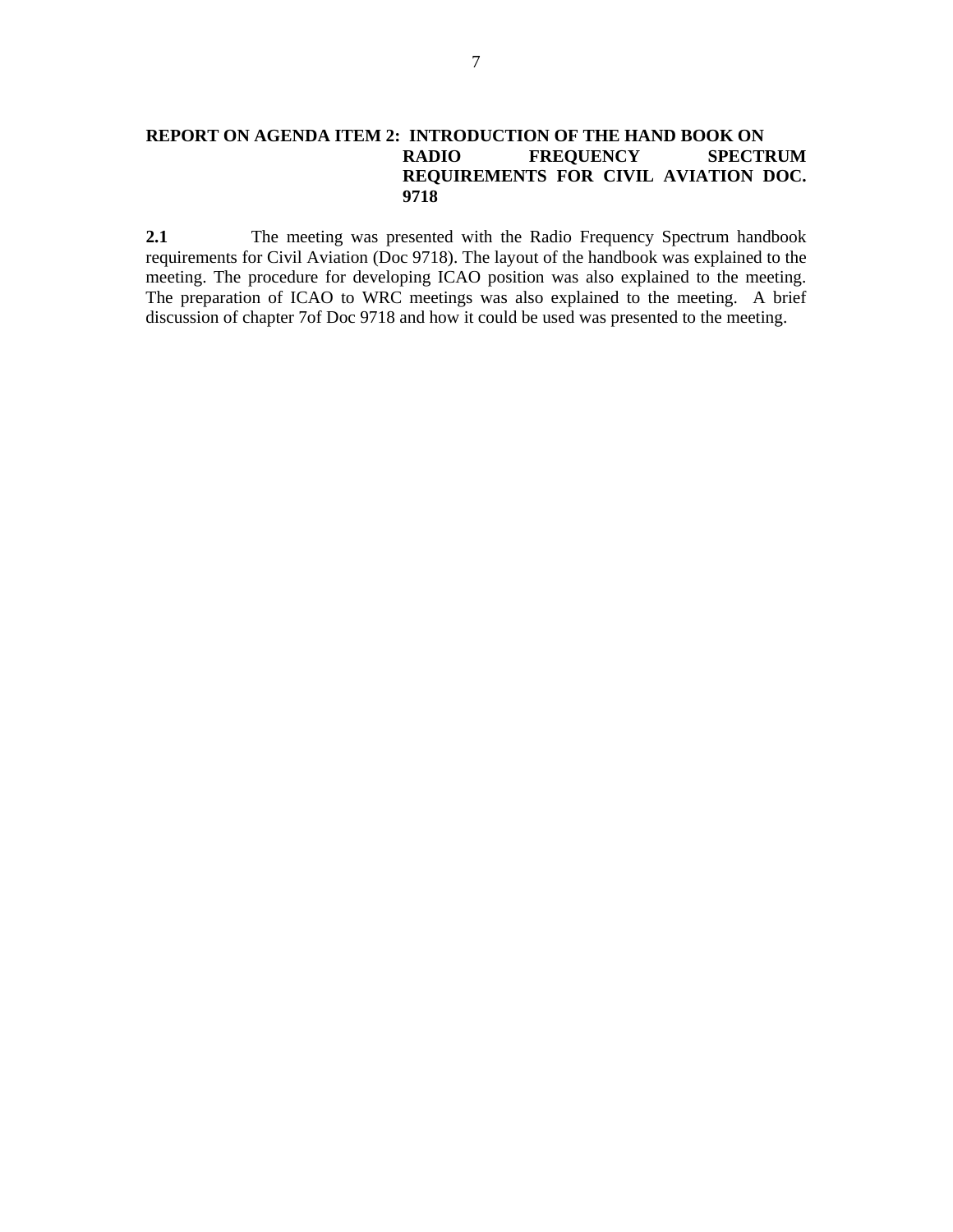## REPORT ON AGENDA ITEM 2: INTRODUCTION OF THE HAND BOOK ON RADIO FREQUENCY SPECTRUM REQUIREMENTS FOR CIVIL AVIATION DOC. 9718

**2.1** The meeting was presented with the Radio Frequency Spectrum handbook requirements for Civil Aviation (Doc 9718). The layout of the handbook was explained to the meeting. The procedure for developing ICAO position was also explained to the meeting. The preparation of ICAO to WRC meetings was also explained to the meeting. A brief discussion of chapter 7of Doc 9718 and how it could be used was presented to the meeting.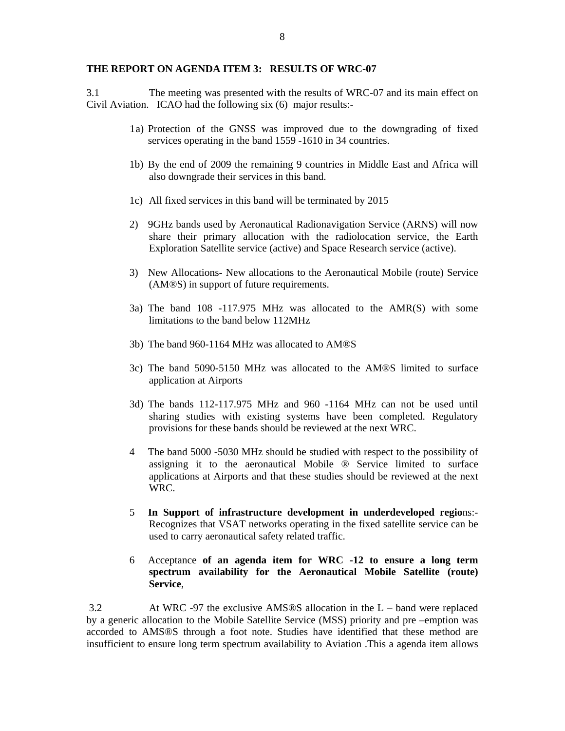**THE REPORT ON AGENDA ITEM 3: RESULTS OF WRC-07**

3.1 The meeting was presented with the results of WRC-07 and its main effect on Civil Aviation. ICAO had the following six (6) major results:-

1a) Protection of the GNSS was improved due to the downgrading of fixed services operating in the band 1559 -1610 in 34 countries.

1b) By the end of 2009 the remaining 9 countries in Middle East and Africa will also downgrade their services in this band.

1c) All fixed services in this band will be terminated by 2015

2) 9GHz bands used by Aeronautical Radionavigation Service (ARNS) will now share their primary allocation with the radiolocation service, the Earth Exploration Satellite service (active) and Space Research service (active).

3) New Allocations**-** New allocations to the Aeronautical Mobile (route) Service (AM®S) in support of future requirements.

3a) The band 108 -117.975 MHz was allocated to the AMR(S) with some limitations to the band below 112MHz

3b) The band 960-1164 MHz was allocated to AM®S

3c) The band 5090-5150 MHz was allocated to the AM®S limited to surface application at Airports

3d) The bands 112-117.975 MHz and 960 -1164 MHz can not be used until sharing studies with existing systems have been completed. Regulatory provisions for these bands should be reviewed at the next WRC.

4 The band 5000 -5030 MHz should be studied with respect to the possibility of assigning it to the aeronautical Mobile ® Service limited to surface applications at Airports and that these studies should be reviewed at the next WRC.

5 **In Support of infrastructure development in underdeveloped regio**ns:- Recognizes that VSAT networks operating in the fixed satellite service can be used to carry aeronautical safety related traffic.

6 Acceptance **of an agenda item for WRC -12 to ensure a long term spectrum availability for the Aeronautical Mobile Satellite (route) Service**,

3.2 At WRC -97 the exclusive AMS®S allocation in the L – band were replaced by a generic allocation to the Mobile Satellite Service (MSS) priority and pre –emption was accorded to AMS®S through a foot note. Studies have identified that these method are insufficient to ensure long term spectrum availability to Aviation .This a agenda item allows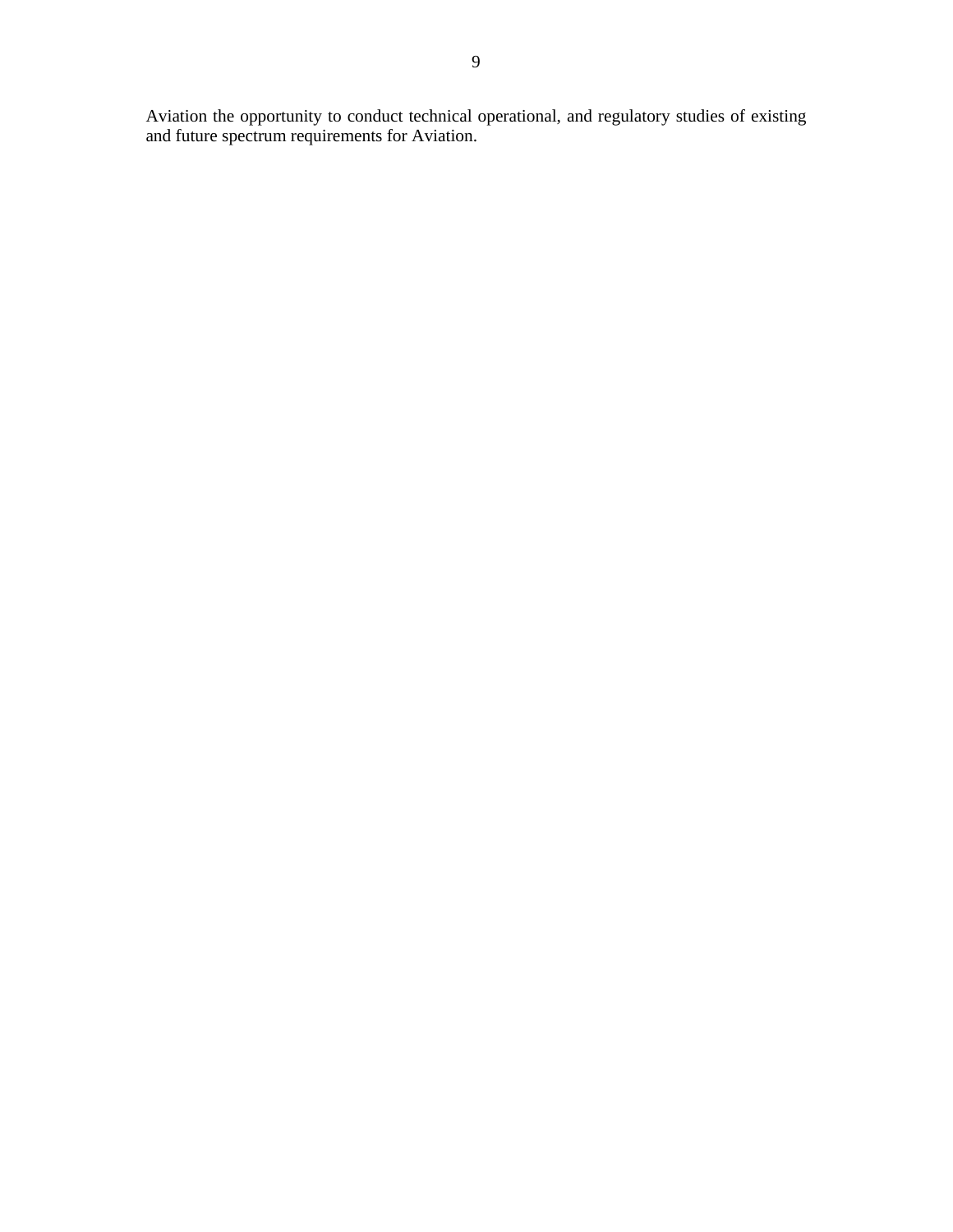Aviation the opportunity to conduct technical operational, and regulatory studies of existing and future spectrum requirements for Aviation.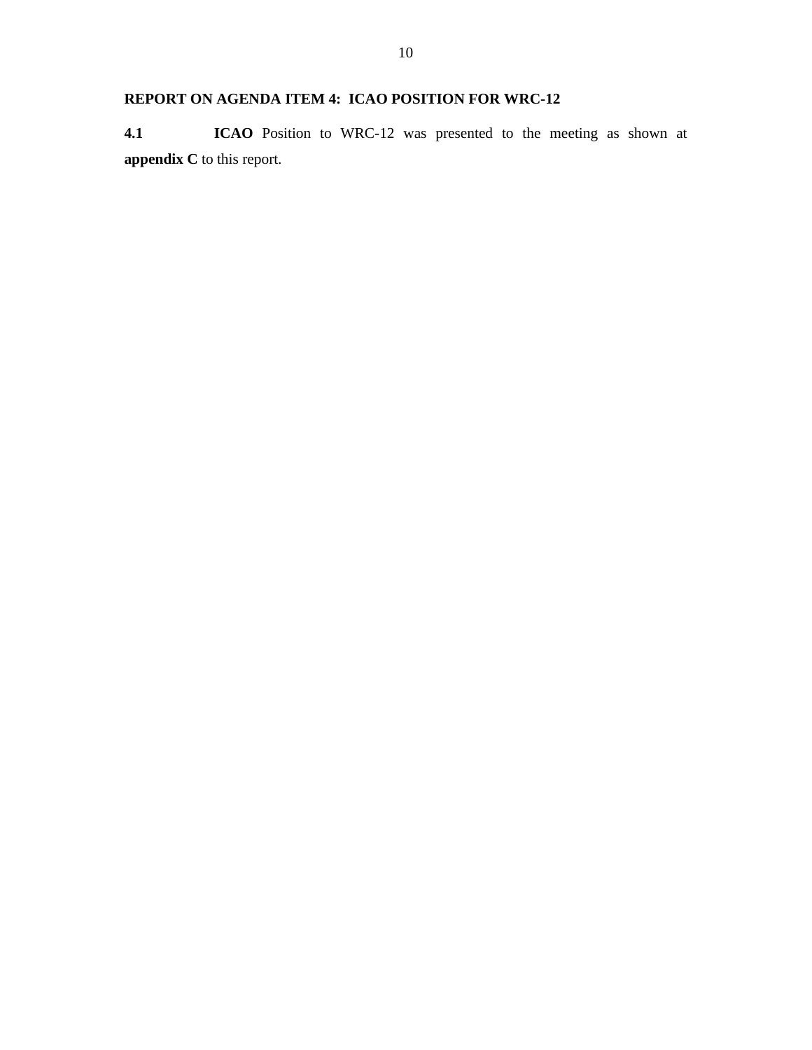**REPORT ON AGENDA ITEM 4: ICAO POSITION FOR WRC-12**

**4.1** **ICAO** Position to WRC-12 was presented to the meeting as shown at **appendix C** to this report.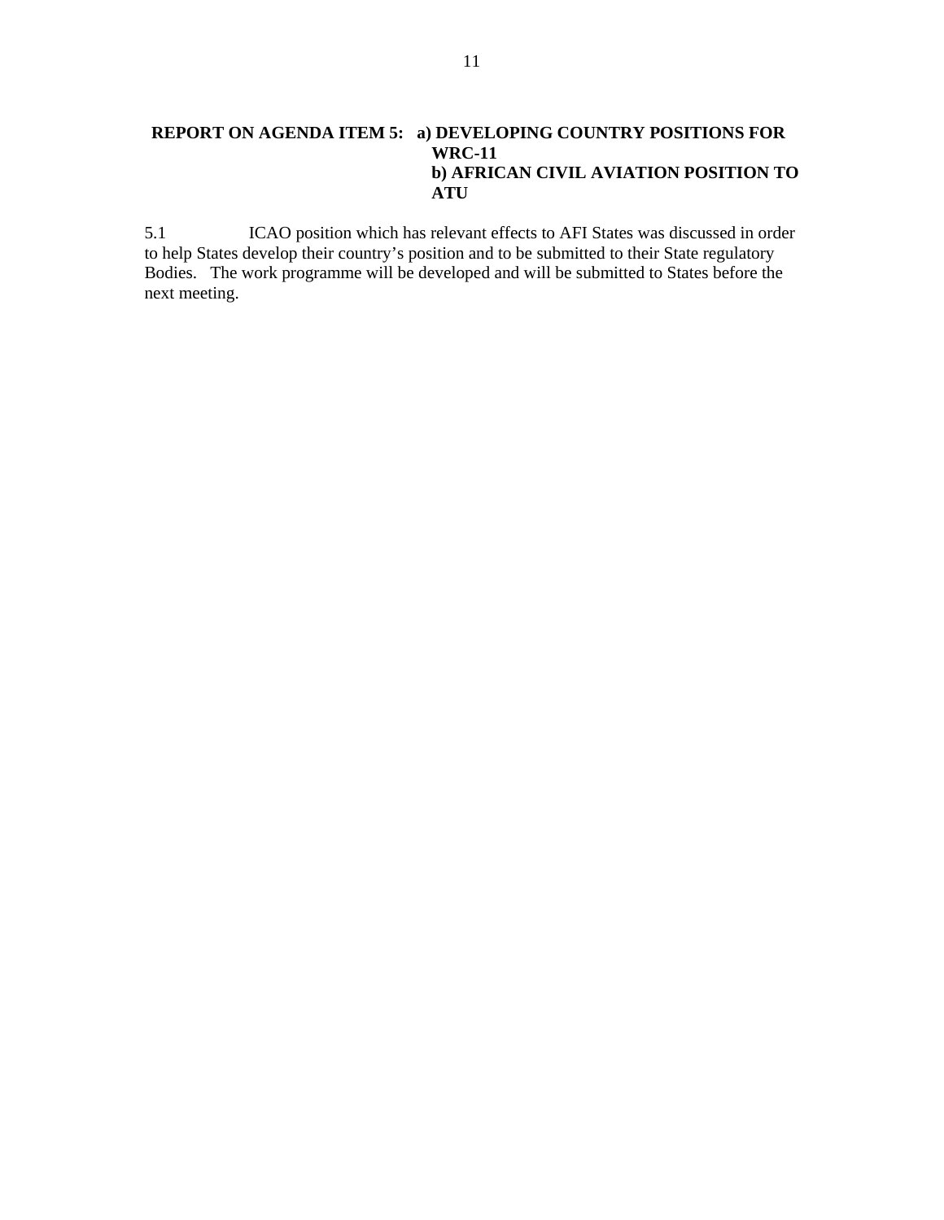**REPORT ON AGENDA ITEM 5: a) DEVELOPING COUNTRY POSITIONS FOR WRC-11**
**b) AFRICAN CIVIL AVIATION POSITION TO ATU**

5.1 ICAO position which has relevant effects to AFI States was discussed in order to help States develop their country's position and to be submitted to their State regulatory Bodies. The work programme will be developed and will be submitted to States before the next meeting.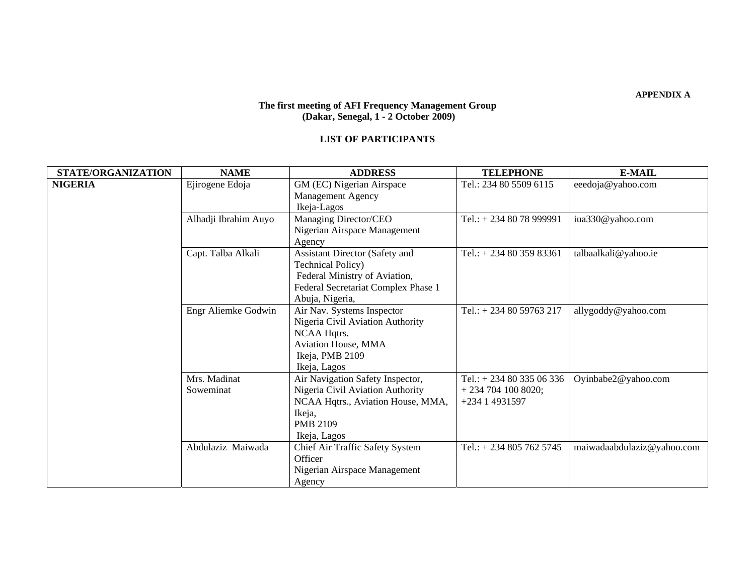**APPENDIX A**

**The first meeting of AFI Frequency Management Group**
**(Dakar, Senegal, 1 - 2 October 2009)**

**LIST OF PARTICIPANTS**

| STATE/ORGANIZATION | NAME | ADDRESS | TELEPHONE | E-MAIL |
|---|---|---|---|---|
| **NIGERIA** | Ejirogene Edoja | GM (EC) Nigerian Airspace Management Agency Ikeja-Lagos | Tel.: 234 80 5509 6115 | eeedoja@yahoo.com |
| | Alhadji Ibrahim Auyo | Managing Director/CEO Nigerian Airspace Management Agency | Tel.: + 234 80 78 999991 | iua330@yahoo.com |
| | Capt. Talba Alkali | Assistant Director (Safety and Technical Policy) Federal Ministry of Aviation, Federal Secretariat Complex Phase 1 Abuja, Nigeria, | Tel.: + 234 80 359 83361 | talbaalkali@yahoo.ie |
| | Engr Aliemke Godwin | Air Nav. Systems Inspector Nigeria Civil Aviation Authority NCAA Hqtrs. Aviation House, MMA Ikeja, PMB 2109 Ikeja, Lagos | Tel.: + 234 80 59763 217 | allygoddy@yahoo.com |
| | Mrs. Madinat Soweminat | Air Navigation Safety Inspector, Nigeria Civil Aviation Authority NCAA Hqtrs., Aviation House, MMA, Ikeja, PMB 2109 Ikeja, Lagos | Tel.: + 234 80 335 06 336 + 234 704 100 8020; +234 1 4931597 | Oyinbabe2@yahoo.com |
| | Abdulaziz Maiwada | Chief Air Traffic Safety System Officer Nigerian Airspace Management Agency | Tel.: + 234 805 762 5745 | maiwadaabdulaziz@yahoo.com |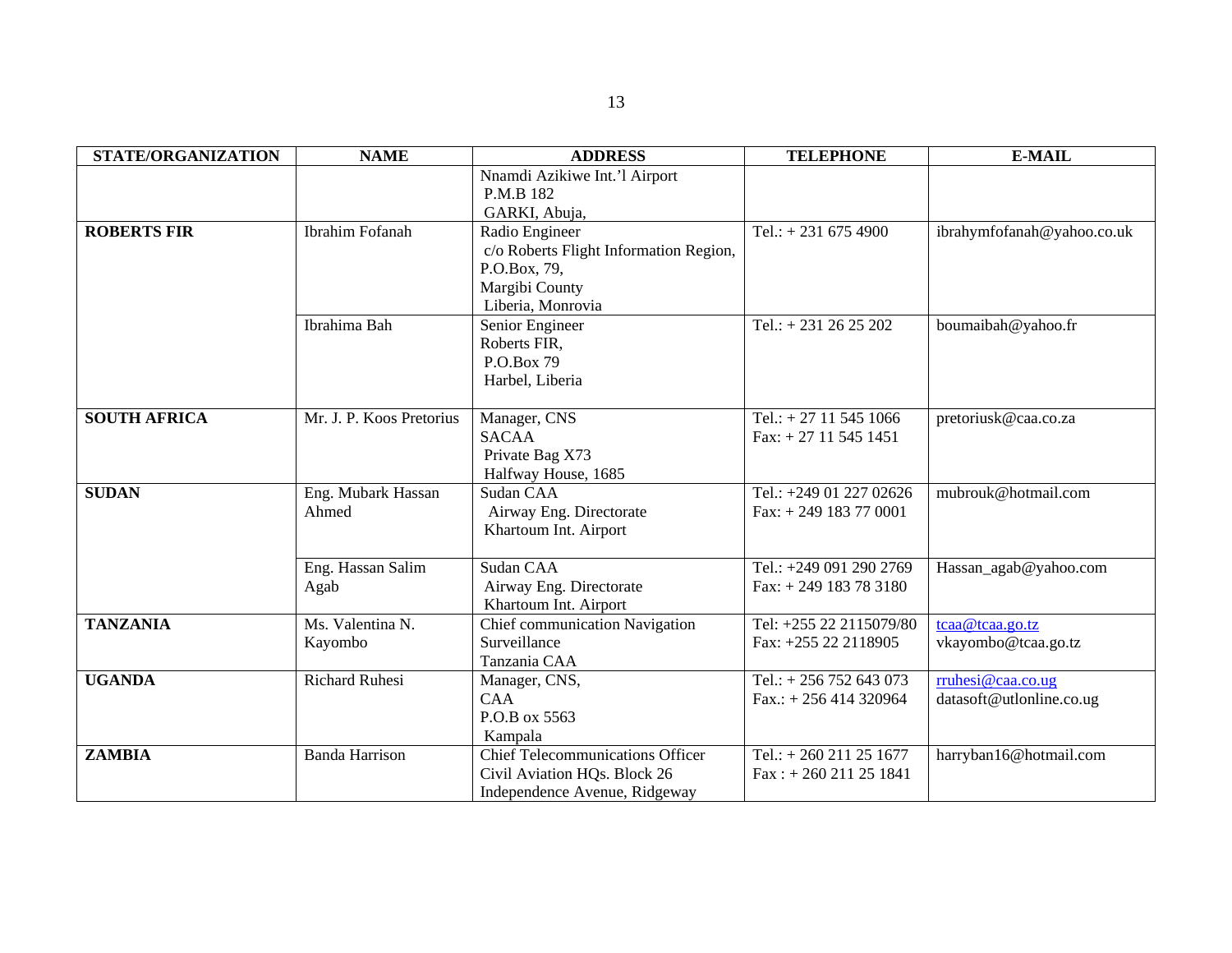| STATE/ORGANIZATION | NAME | ADDRESS | TELEPHONE | E-MAIL |
|---|---|---|---|---|
| | | Nnamdi Azikiwe Int.'l Airport<br>P.M.B 182<br>GARKI, Abuja, | | |
| **ROBERTS FIR** | Ibrahim Fofanah | Radio Engineer<br>c/o Roberts Flight Information Region,<br>P.O.Box, 79,<br>Margibi County<br>Liberia, Monrovia | Tel.: + 231 675 4900 | ibrahymfofanah@yahoo.co.uk |
| | Ibrahima Bah | Senior Engineer<br>Roberts FIR,<br>P.O.Box 79<br>Harbel, Liberia | Tel.: + 231 26 25 202 | boumaibah@yahoo.fr |
| **SOUTH AFRICA** | Mr. J. P. Koos Pretorius | Manager, CNS<br>SACAA<br>Private Bag X73<br>Halfway House, 1685 | Tel.: + 27 11 545 1066<br>Fax: + 27 11 545 1451 | pretoriusk@caa.co.za |
| **SUDAN** | Eng. Mubark Hassan Ahmed | Sudan CAA<br>Airway Eng. Directorate<br>Khartoum Int. Airport | Tel.: +249 01 227 02626<br>Fax: + 249 183 77 0001 | mubrouk@hotmail.com |
| | Eng. Hassan Salim Agab | Sudan CAA<br>Airway Eng. Directorate<br>Khartoum Int. Airport | Tel.: +249 091 290 2769<br>Fax: + 249 183 78 3180 | Hassan_agab@yahoo.com |
| **TANZANIA** | Ms. Valentina N. Kayombo | Chief communication Navigation Surveillance<br>Tanzania CAA | Tel: +255 22 2115079/80<br>Fax: +255 22 2118905 | tcaa@tcaa.go.tz<br>vkayombo@tcaa.go.tz |
| **UGANDA** | Richard Ruhesi | Manager, CNS,<br>CAA<br>P.O.B ox 5563<br>Kampala | Tel.: + 256 752 643 073<br>Fax.: + 256 414 320964 | rruhesi@caa.co.ug<br>datasoft@utlonline.co.ug |
| **ZAMBIA** | Banda Harrison | Chief Telecommunications Officer<br>Civil Aviation HQs. Block 26<br>Independence Avenue, Ridgeway | Tel.: + 260 211 25 1677<br>Fax : + 260 211 25 1841 | harryban16@hotmail.com |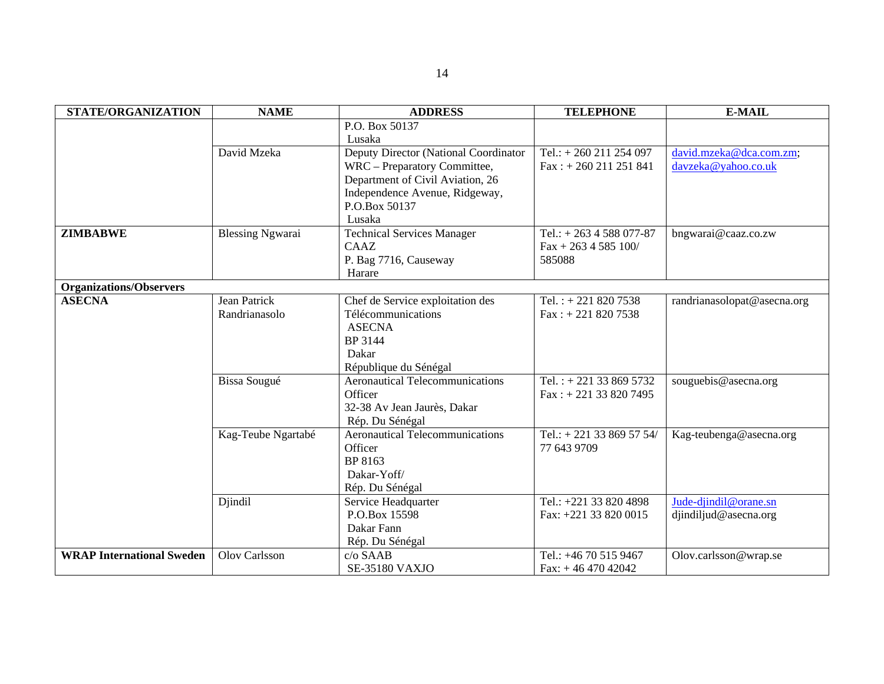| STATE/ORGANIZATION | NAME | ADDRESS | TELEPHONE | E-MAIL |
|---|---|---|---|---|
| | | P.O. Box 50137<br>Lusaka | | |
| | David Mzeka | Deputy Director (National Coordinator WRC – Preparatory Committee, Department of Civil Aviation, 26 Independence Avenue, Ridgeway, P.O.Box 50137<br>Lusaka | Tel.: + 260 211 254 097<br>Fax : + 260 211 251 841 | david.mzeka@dca.com.zm;<br>davzeka@yahoo.co.uk |
| **ZIMBABWE** | Blessing Ngwarai | Technical Services Manager<br>CAAZ<br>P. Bag 7716, Causeway<br>Harare | Tel.: + 263 4 588 077-87<br>Fax + 263 4 585 100/ 585088 | bngwarai@caaz.co.zw |
| **Organizations/Observers** | | | | |
| **ASECNA** | Jean Patrick Randrianasolo | Chef de Service exploitation des Télécommunications<br>ASECNA<br>BP 3144<br>Dakar<br>République du Sénégal | Tel. : + 221 820 7538<br>Fax : + 221 820 7538 | randrianasolopat@asecna.org |
| | Bissa Sougué | Aeronautical Telecommunications Officer<br>32-38 Av Jean Jaurès, Dakar<br>Rép. Du Sénégal | Tel. : + 221 33 869 5732<br>Fax : + 221 33 820 7495 | souguebis@asecna.org |
| | Kag-Teube Ngartabé | Aeronautical Telecommunications Officer<br>BP 8163<br>Dakar-Yoff/<br>Rép. Du Sénégal | Tel.: + 221 33 869 57 54/ 77 643 9709 | Kag-teubenga@asecna.org |
| | Djindil | Service Headquarter<br>P.O.Box 15598<br>Dakar Fann<br>Rép. Du Sénégal | Tel.: +221 33 820 4898<br>Fax: +221 33 820 0015 | Jude-djindil@orane.sn<br>djindiljud@asecna.org |
| **WRAP International Sweden** | Olov Carlsson | c/o SAAB<br>SE-35180 VAXJO | Tel.: +46 70 515 9467<br>Fax: + 46 470 42042 | Olov.carlsson@wrap.se |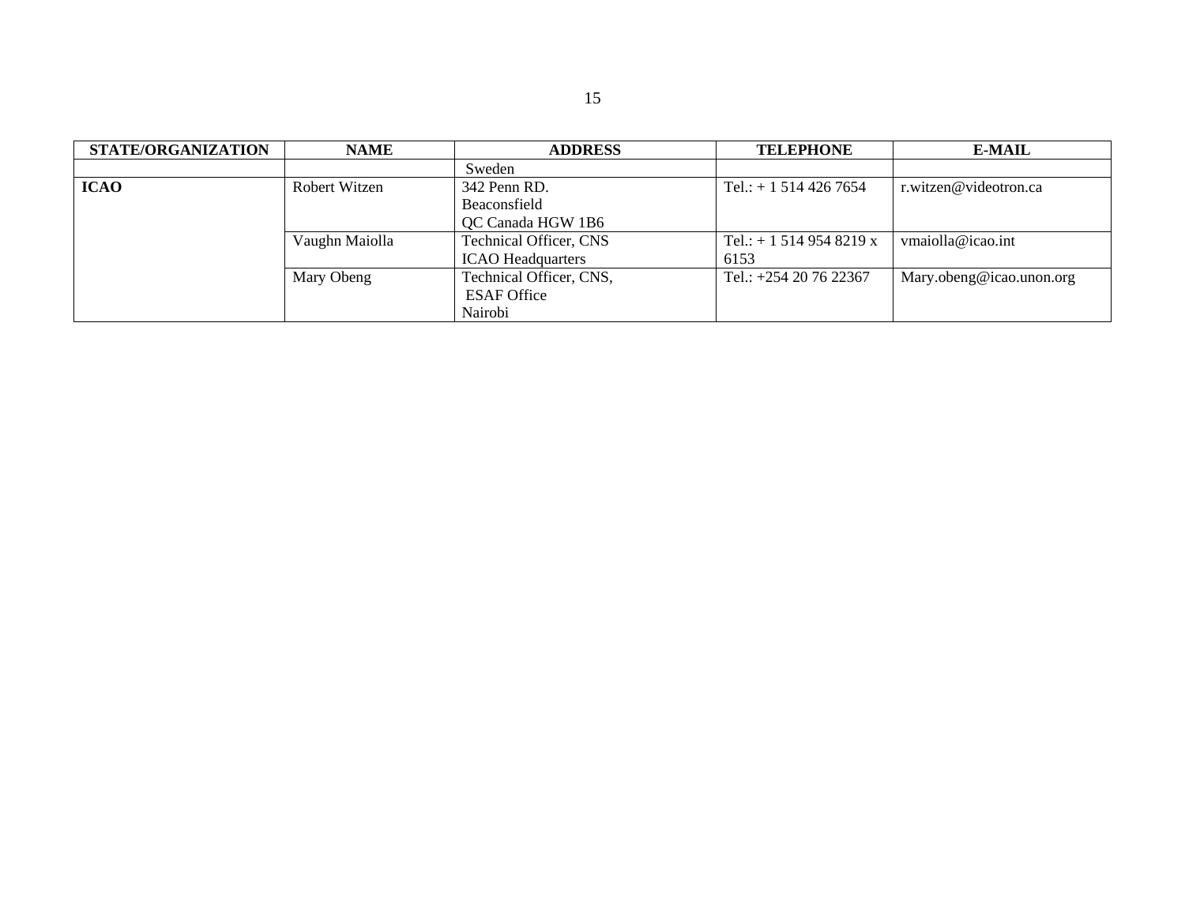| STATE/ORGANIZATION | NAME | ADDRESS | TELEPHONE | E-MAIL |
|---|---|---|---|---|
| | | Sweden | | |
| **ICAO** | Robert Witzen | 342 Penn RD.<br>Beaconsfield<br>QC Canada HGW 1B6 | Tel.: + 1 514 426 7654 | r.witzen@videotron.ca |
| | Vaughn Maiolla | Technical Officer, CNS<br>ICAO Headquarters | Tel.: + 1 514 954 8219 x 6153 | vmaiolla@icao.int |
| | Mary Obeng | Technical Officer, CNS,<br>ESAF Office<br>Nairobi | Tel.: +254 20 76 22367 | Mary.obeng@icao.unon.org |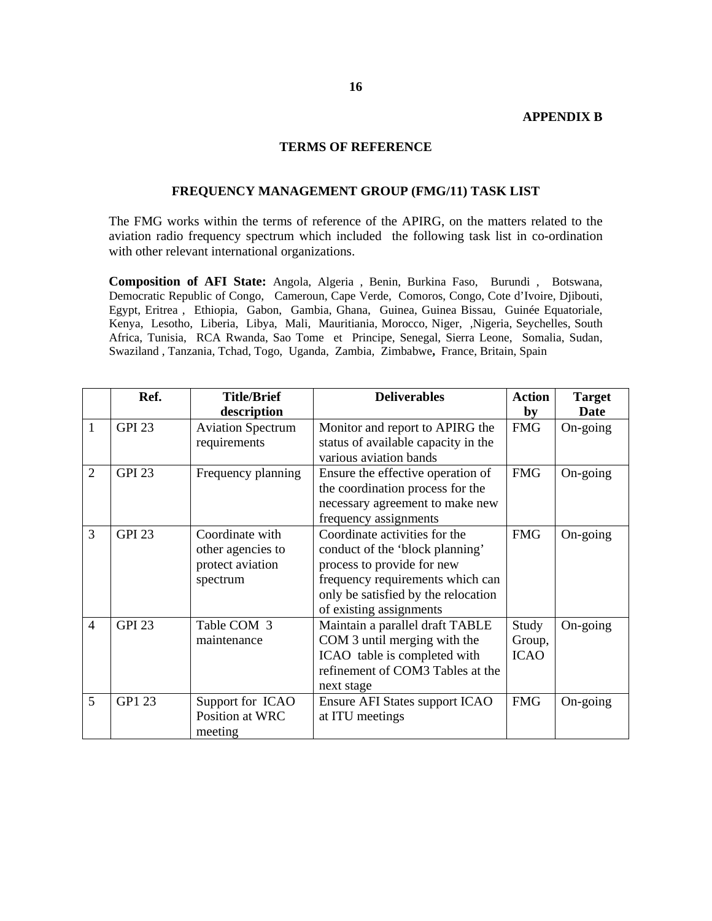**APPENDIX B**

## TERMS OF REFERENCE

### FREQUENCY MANAGEMENT GROUP (FMG/11) TASK LIST

The FMG works within the terms of reference of the APIRG, on the matters related to the aviation radio frequency spectrum which included the following task list in co-ordination with other relevant international organizations.

**Composition of AFI State:** Angola, Algeria , Benin, Burkina Faso, Burundi , Botswana, Democratic Republic of Congo, Cameroun, Cape Verde, Comoros, Congo, Cote d'Ivoire, Djibouti, Egypt, Eritrea , Ethiopia, Gabon, Gambia, Ghana, Guinea, Guinea Bissau, Guinée Equatoriale, Kenya, Lesotho, Liberia, Libya, Mali, Mauritiania, Morocco, Niger, ,Nigeria, Seychelles, South Africa, Tunisia, RCA Rwanda, Sao Tome et Principe, Senegal, Sierra Leone, Somalia, Sudan, Swaziland , Tanzania, Tchad, Togo, Uganda, Zambia, Zimbabwe**,** France, Britain, Spain

| | Ref. | Title/Brief description | Deliverables | Action by | Target Date |
|---|---|---|---|---|---|
| 1 | GPI 23 | Aviation Spectrum requirements | Monitor and report to APIRG the status of available capacity in the various aviation bands | FMG | On-going |
| 2 | GPI 23 | Frequency planning | Ensure the effective operation of the coordination process for the necessary agreement to make new frequency assignments | FMG | On-going |
| 3 | GPI 23 | Coordinate with other agencies to protect aviation spectrum | Coordinate activities for the conduct of the 'block planning' process to provide for new frequency requirements which can only be satisfied by the relocation of existing assignments | FMG | On-going |
| 4 | GPI 23 | Table COM 3 maintenance | Maintain a parallel draft TABLE COM 3 until merging with the ICAO table is completed with refinement of COM3 Tables at the next stage | Study Group, ICAO | On-going |
| 5 | GP1 23 | Support for ICAO Position at WRC meeting | Ensure AFI States support ICAO at ITU meetings | FMG | On-going |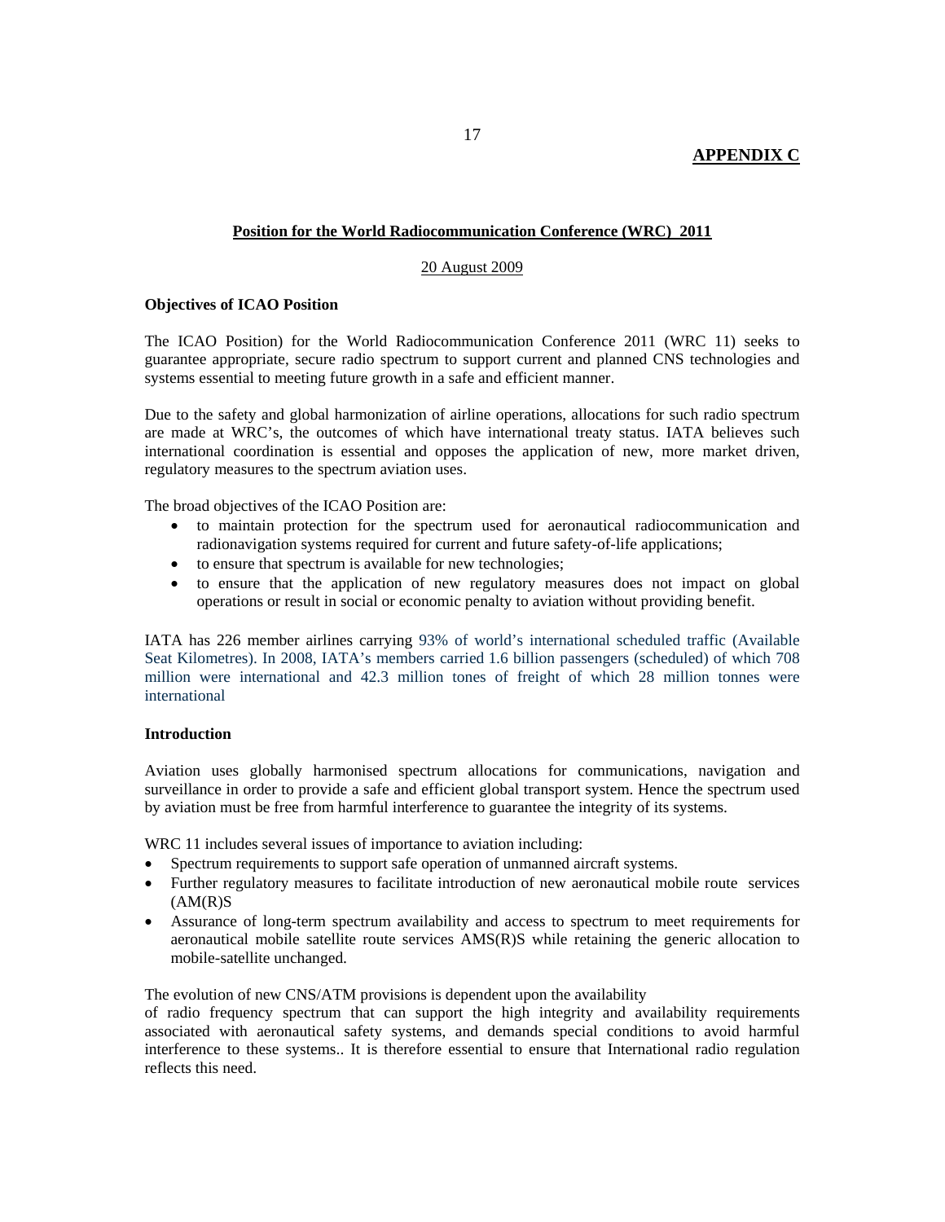**APPENDIX C**

**Position for the World Radiocommunication Conference (WRC) 2011**

20 August 2009

**Objectives of ICAO Position**

The ICAO Position) for the World Radiocommunication Conference 2011 (WRC 11) seeks to guarantee appropriate, secure radio spectrum to support current and planned CNS technologies and systems essential to meeting future growth in a safe and efficient manner.

Due to the safety and global harmonization of airline operations, allocations for such radio spectrum are made at WRC's, the outcomes of which have international treaty status. IATA believes such international coordination is essential and opposes the application of new, more market driven, regulatory measures to the spectrum aviation uses.

The broad objectives of the ICAO Position are:

- to maintain protection for the spectrum used for aeronautical radiocommunication and radionavigation systems required for current and future safety-of-life applications;
- to ensure that spectrum is available for new technologies;
- to ensure that the application of new regulatory measures does not impact on global operations or result in social or economic penalty to aviation without providing benefit.

IATA has 226 member airlines carrying 93% of world's international scheduled traffic (Available Seat Kilometres). In 2008, IATA's members carried 1.6 billion passengers (scheduled) of which 708 million were international and 42.3 million tones of freight of which 28 million tonnes were international

**Introduction**

Aviation uses globally harmonised spectrum allocations for communications, navigation and surveillance in order to provide a safe and efficient global transport system. Hence the spectrum used by aviation must be free from harmful interference to guarantee the integrity of its systems.

WRC 11 includes several issues of importance to aviation including:

- Spectrum requirements to support safe operation of unmanned aircraft systems.
- Further regulatory measures to facilitate introduction of new aeronautical mobile route services (AM(R)S
- Assurance of long-term spectrum availability and access to spectrum to meet requirements for aeronautical mobile satellite route services AMS(R)S while retaining the generic allocation to mobile-satellite unchanged.

The evolution of new CNS/ATM provisions is dependent upon the availability of radio frequency spectrum that can support the high integrity and availability requirements associated with aeronautical safety systems, and demands special conditions to avoid harmful interference to these systems.. It is therefore essential to ensure that International radio regulation reflects this need.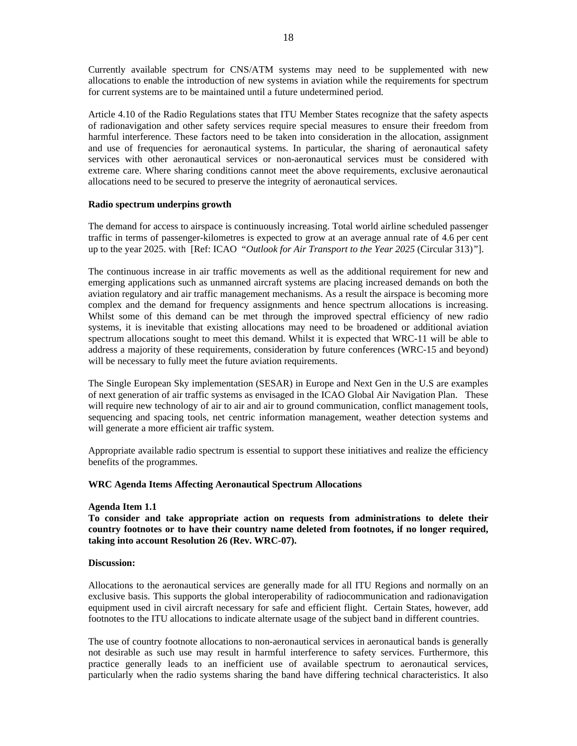Currently available spectrum for CNS/ATM systems may need to be supplemented with new allocations to enable the introduction of new systems in aviation while the requirements for spectrum for current systems are to be maintained until a future undetermined period.

Article 4.10 of the Radio Regulations states that ITU Member States recognize that the safety aspects of radionavigation and other safety services require special measures to ensure their freedom from harmful interference. These factors need to be taken into consideration in the allocation, assignment and use of frequencies for aeronautical systems. In particular, the sharing of aeronautical safety services with other aeronautical services or non-aeronautical services must be considered with extreme care. Where sharing conditions cannot meet the above requirements, exclusive aeronautical allocations need to be secured to preserve the integrity of aeronautical services.

**Radio spectrum underpins growth**

The demand for access to airspace is continuously increasing. Total world airline scheduled passenger traffic in terms of passenger-kilometres is expected to grow at an average annual rate of 4.6 per cent up to the year 2025. with [Ref: ICAO *"Outlook for Air Transport to the Year 2025* (Circular 313)"].

The continuous increase in air traffic movements as well as the additional requirement for new and emerging applications such as unmanned aircraft systems are placing increased demands on both the aviation regulatory and air traffic management mechanisms. As a result the airspace is becoming more complex and the demand for frequency assignments and hence spectrum allocations is increasing. Whilst some of this demand can be met through the improved spectral efficiency of new radio systems, it is inevitable that existing allocations may need to be broadened or additional aviation spectrum allocations sought to meet this demand. Whilst it is expected that WRC-11 will be able to address a majority of these requirements, consideration by future conferences (WRC-15 and beyond) will be necessary to fully meet the future aviation requirements.

The Single European Sky implementation (SESAR) in Europe and Next Gen in the U.S are examples of next generation of air traffic systems as envisaged in the ICAO Global Air Navigation Plan. These will require new technology of air to air and air to ground communication, conflict management tools, sequencing and spacing tools, net centric information management, weather detection systems and will generate a more efficient air traffic system.

Appropriate available radio spectrum is essential to support these initiatives and realize the efficiency benefits of the programmes.

**WRC Agenda Items Affecting Aeronautical Spectrum Allocations**

**Agenda Item 1.1**

**To consider and take appropriate action on requests from administrations to delete their country footnotes or to have their country name deleted from footnotes, if no longer required, taking into account Resolution 26 (Rev. WRC-07).**

**Discussion:**

Allocations to the aeronautical services are generally made for all ITU Regions and normally on an exclusive basis. This supports the global interoperability of radiocommunication and radionavigation equipment used in civil aircraft necessary for safe and efficient flight. Certain States, however, add footnotes to the ITU allocations to indicate alternate usage of the subject band in different countries.

The use of country footnote allocations to non-aeronautical services in aeronautical bands is generally not desirable as such use may result in harmful interference to safety services. Furthermore, this practice generally leads to an inefficient use of available spectrum to aeronautical services, particularly when the radio systems sharing the band have differing technical characteristics. It also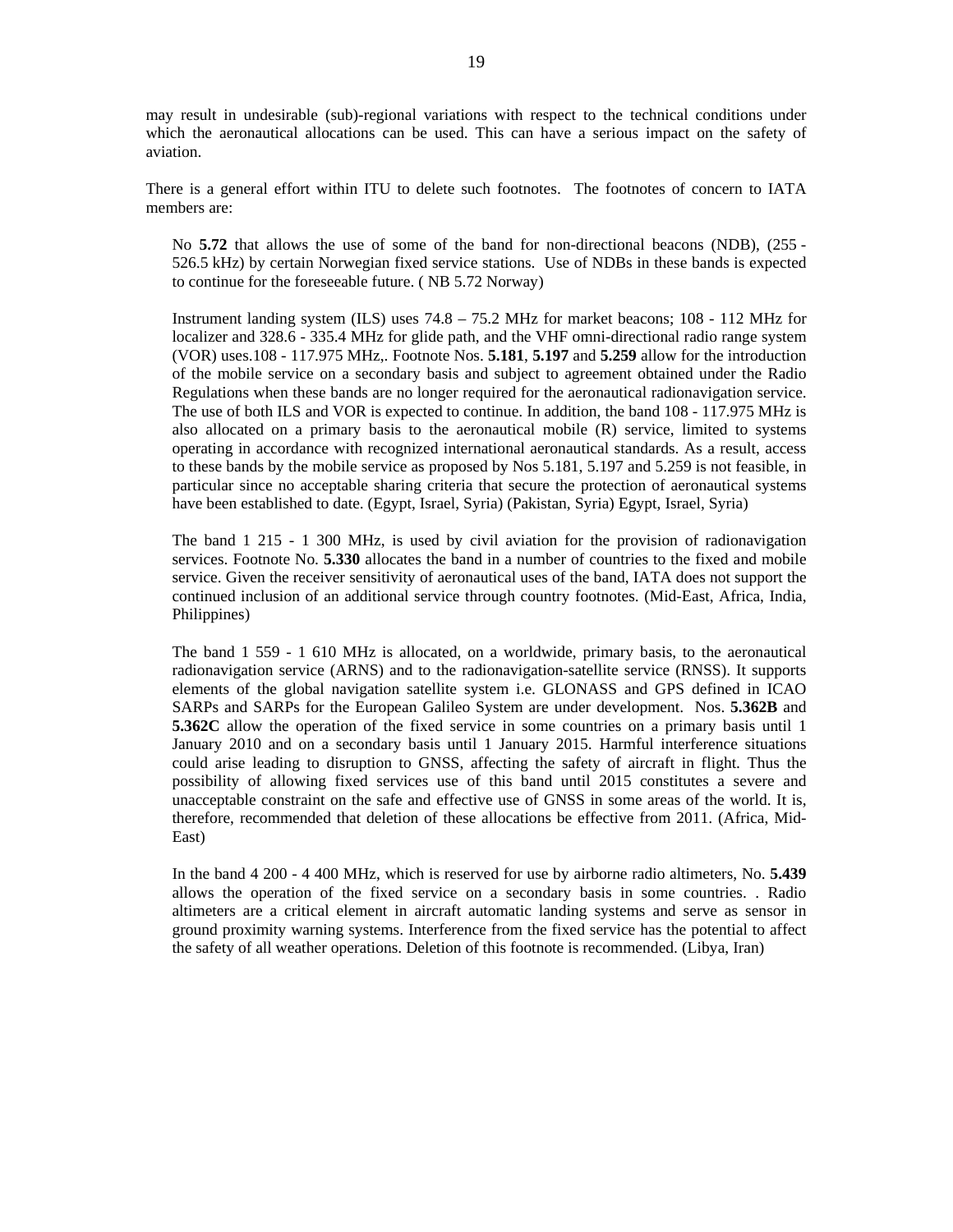may result in undesirable (sub)-regional variations with respect to the technical conditions under which the aeronautical allocations can be used. This can have a serious impact on the safety of aviation.

There is a general effort within ITU to delete such footnotes. The footnotes of concern to IATA members are:

> No **5.72** that allows the use of some of the band for non-directional beacons (NDB), (255 - 526.5 kHz) by certain Norwegian fixed service stations. Use of NDBs in these bands is expected to continue for the foreseeable future. ( NB 5.72 Norway)
>
> Instrument landing system (ILS) uses 74.8 – 75.2 MHz for market beacons; 108 - 112 MHz for localizer and 328.6 - 335.4 MHz for glide path, and the VHF omni-directional radio range system (VOR) uses.108 - 117.975 MHz,. Footnote Nos. **5.181**, **5.197** and **5.259** allow for the introduction of the mobile service on a secondary basis and subject to agreement obtained under the Radio Regulations when these bands are no longer required for the aeronautical radionavigation service. The use of both ILS and VOR is expected to continue. In addition, the band 108 - 117.975 MHz is also allocated on a primary basis to the aeronautical mobile (R) service, limited to systems operating in accordance with recognized international aeronautical standards. As a result, access to these bands by the mobile service as proposed by Nos 5.181, 5.197 and 5.259 is not feasible, in particular since no acceptable sharing criteria that secure the protection of aeronautical systems have been established to date. (Egypt, Israel, Syria) (Pakistan, Syria) Egypt, Israel, Syria)
>
> The band 1 215 - 1 300 MHz, is used by civil aviation for the provision of radionavigation services. Footnote No. **5.330** allocates the band in a number of countries to the fixed and mobile service. Given the receiver sensitivity of aeronautical uses of the band, IATA does not support the continued inclusion of an additional service through country footnotes. (Mid-East, Africa, India, Philippines)
>
> The band 1 559 - 1 610 MHz is allocated, on a worldwide, primary basis, to the aeronautical radionavigation service (ARNS) and to the radionavigation-satellite service (RNSS). It supports elements of the global navigation satellite system i.e. GLONASS and GPS defined in ICAO SARPs and SARPs for the European Galileo System are under development. Nos. **5.362B** and **5.362C** allow the operation of the fixed service in some countries on a primary basis until 1 January 2010 and on a secondary basis until 1 January 2015. Harmful interference situations could arise leading to disruption to GNSS, affecting the safety of aircraft in flight. Thus the possibility of allowing fixed services use of this band until 2015 constitutes a severe and unacceptable constraint on the safe and effective use of GNSS in some areas of the world. It is, therefore, recommended that deletion of these allocations be effective from 2011. (Africa, Mid-East)
>
> In the band 4 200 - 4 400 MHz, which is reserved for use by airborne radio altimeters, No. **5.439** allows the operation of the fixed service on a secondary basis in some countries. . Radio altimeters are a critical element in aircraft automatic landing systems and serve as sensor in ground proximity warning systems. Interference from the fixed service has the potential to affect the safety of all weather operations. Deletion of this footnote is recommended. (Libya, Iran)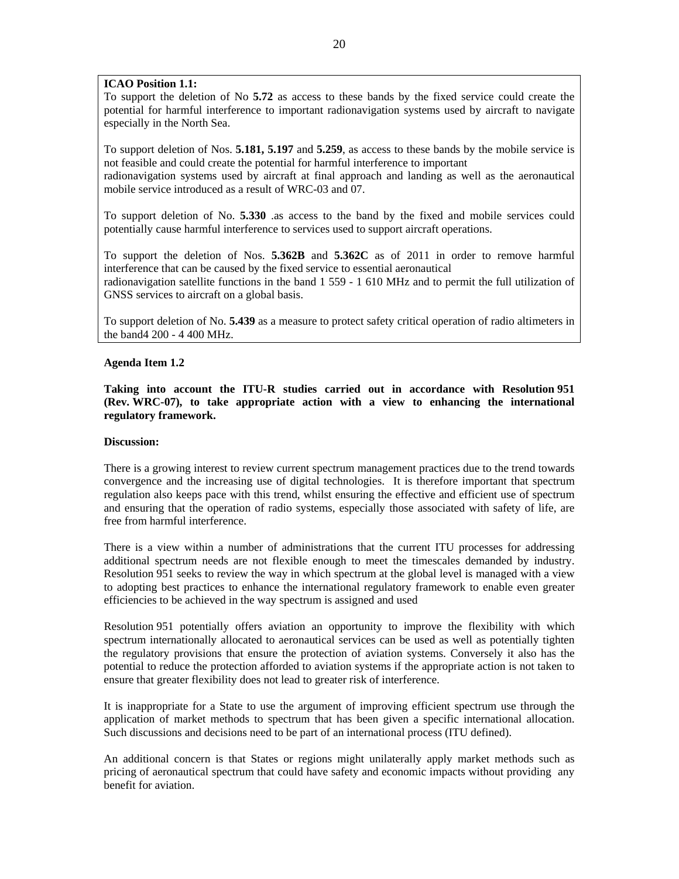**ICAO Position 1.1:**

To support the deletion of No **5.72** as access to these bands by the fixed service could create the potential for harmful interference to important radionavigation systems used by aircraft to navigate especially in the North Sea.

To support deletion of Nos. **5.181, 5.197** and **5.259**, as access to these bands by the mobile service is not feasible and could create the potential for harmful interference to important radionavigation systems used by aircraft at final approach and landing as well as the aeronautical mobile service introduced as a result of WRC-03 and 07.

To support deletion of No. **5.330** .as access to the band by the fixed and mobile services could potentially cause harmful interference to services used to support aircraft operations.

To support the deletion of Nos. **5.362B** and **5.362C** as of 2011 in order to remove harmful interference that can be caused by the fixed service to essential aeronautical radionavigation satellite functions in the band 1 559 - 1 610 MHz and to permit the full utilization of GNSS services to aircraft on a global basis.

To support deletion of No. **5.439** as a measure to protect safety critical operation of radio altimeters in the band4 200 - 4 400 MHz.

**Agenda Item 1.2**

**Taking into account the ITU-R studies carried out in accordance with Resolution 951 (Rev. WRC-07), to take appropriate action with a view to enhancing the international regulatory framework.**

**Discussion:**

There is a growing interest to review current spectrum management practices due to the trend towards convergence and the increasing use of digital technologies. It is therefore important that spectrum regulation also keeps pace with this trend, whilst ensuring the effective and efficient use of spectrum and ensuring that the operation of radio systems, especially those associated with safety of life, are free from harmful interference.

There is a view within a number of administrations that the current ITU processes for addressing additional spectrum needs are not flexible enough to meet the timescales demanded by industry. Resolution 951 seeks to review the way in which spectrum at the global level is managed with a view to adopting best practices to enhance the international regulatory framework to enable even greater efficiencies to be achieved in the way spectrum is assigned and used

Resolution 951 potentially offers aviation an opportunity to improve the flexibility with which spectrum internationally allocated to aeronautical services can be used as well as potentially tighten the regulatory provisions that ensure the protection of aviation systems. Conversely it also has the potential to reduce the protection afforded to aviation systems if the appropriate action is not taken to ensure that greater flexibility does not lead to greater risk of interference.

It is inappropriate for a State to use the argument of improving efficient spectrum use through the application of market methods to spectrum that has been given a specific international allocation. Such discussions and decisions need to be part of an international process (ITU defined).

An additional concern is that States or regions might unilaterally apply market methods such as pricing of aeronautical spectrum that could have safety and economic impacts without providing any benefit for aviation.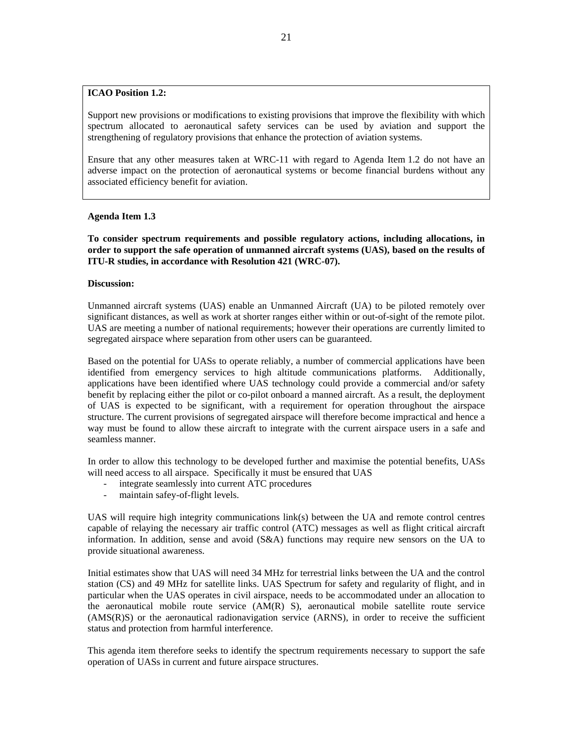**ICAO Position 1.2:**

Support new provisions or modifications to existing provisions that improve the flexibility with which spectrum allocated to aeronautical safety services can be used by aviation and support the strengthening of regulatory provisions that enhance the protection of aviation systems.

Ensure that any other measures taken at WRC-11 with regard to Agenda Item 1.2 do not have an adverse impact on the protection of aeronautical systems or become financial burdens without any associated efficiency benefit for aviation.

**Agenda Item 1.3**

**To consider spectrum requirements and possible regulatory actions, including allocations, in order to support the safe operation of unmanned aircraft systems (UAS), based on the results of ITU-R studies, in accordance with Resolution 421 (WRC-07).**

**Discussion:**

Unmanned aircraft systems (UAS) enable an Unmanned Aircraft (UA) to be piloted remotely over significant distances, as well as work at shorter ranges either within or out-of-sight of the remote pilot. UAS are meeting a number of national requirements; however their operations are currently limited to segregated airspace where separation from other users can be guaranteed.

Based on the potential for UASs to operate reliably, a number of commercial applications have been identified from emergency services to high altitude communications platforms. Additionally, applications have been identified where UAS technology could provide a commercial and/or safety benefit by replacing either the pilot or co-pilot onboard a manned aircraft. As a result, the deployment of UAS is expected to be significant, with a requirement for operation throughout the airspace structure. The current provisions of segregated airspace will therefore become impractical and hence a way must be found to allow these aircraft to integrate with the current airspace users in a safe and seamless manner.

In order to allow this technology to be developed further and maximise the potential benefits, UASs will need access to all airspace. Specifically it must be ensured that UAS

- integrate seamlessly into current ATC procedures
- maintain safey-of-flight levels.

UAS will require high integrity communications link(s) between the UA and remote control centres capable of relaying the necessary air traffic control (ATC) messages as well as flight critical aircraft information. In addition, sense and avoid (S&A) functions may require new sensors on the UA to provide situational awareness.

Initial estimates show that UAS will need 34 MHz for terrestrial links between the UA and the control station (CS) and 49 MHz for satellite links. UAS Spectrum for safety and regularity of flight, and in particular when the UAS operates in civil airspace, needs to be accommodated under an allocation to the aeronautical mobile route service (AM(R) S), aeronautical mobile satellite route service (AMS(R)S) or the aeronautical radionavigation service (ARNS), in order to receive the sufficient status and protection from harmful interference.

This agenda item therefore seeks to identify the spectrum requirements necessary to support the safe operation of UASs in current and future airspace structures.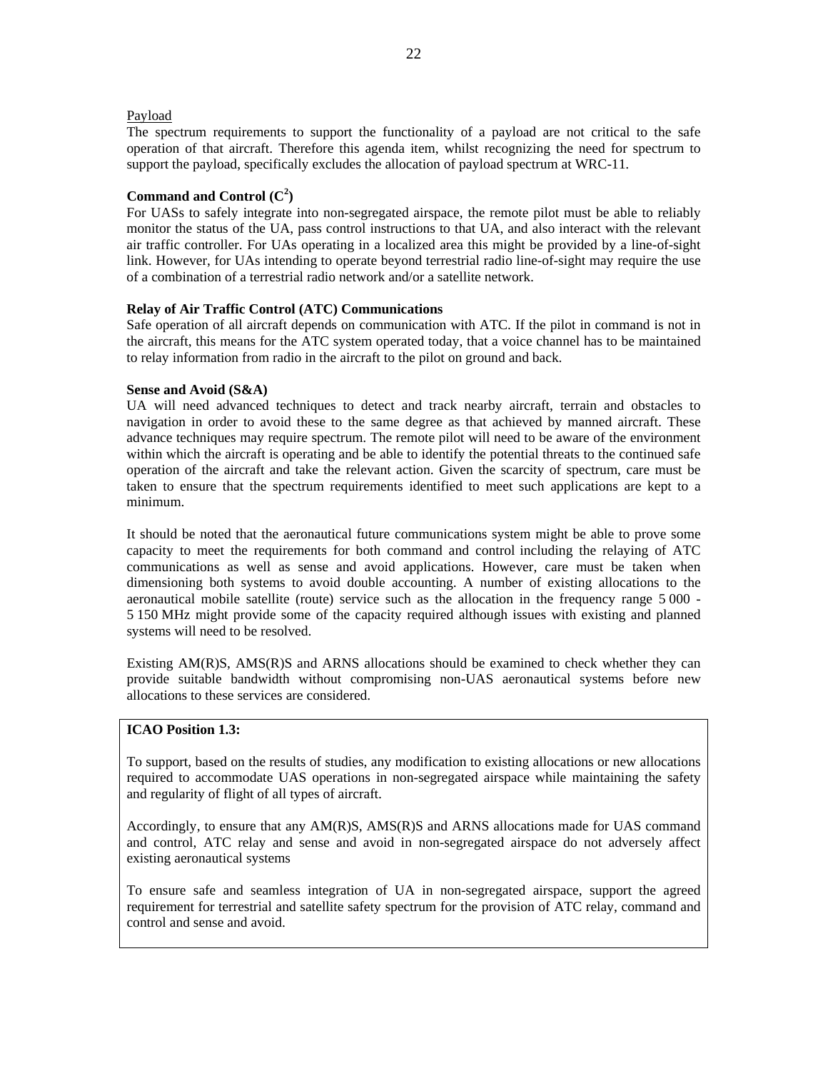Payload

The spectrum requirements to support the functionality of a payload are not critical to the safe operation of that aircraft. Therefore this agenda item, whilst recognizing the need for spectrum to support the payload, specifically excludes the allocation of payload spectrum at WRC-11.

**Command and Control ($C^2$)**

For UASs to safely integrate into non-segregated airspace, the remote pilot must be able to reliably monitor the status of the UA, pass control instructions to that UA, and also interact with the relevant air traffic controller. For UAs operating in a localized area this might be provided by a line-of-sight link. However, for UAs intending to operate beyond terrestrial radio line-of-sight may require the use of a combination of a terrestrial radio network and/or a satellite network.

**Relay of Air Traffic Control (ATC) Communications**

Safe operation of all aircraft depends on communication with ATC. If the pilot in command is not in the aircraft, this means for the ATC system operated today, that a voice channel has to be maintained to relay information from radio in the aircraft to the pilot on ground and back.

**Sense and Avoid (S&A)**

UA will need advanced techniques to detect and track nearby aircraft, terrain and obstacles to navigation in order to avoid these to the same degree as that achieved by manned aircraft. These advance techniques may require spectrum. The remote pilot will need to be aware of the environment within which the aircraft is operating and be able to identify the potential threats to the continued safe operation of the aircraft and take the relevant action. Given the scarcity of spectrum, care must be taken to ensure that the spectrum requirements identified to meet such applications are kept to a minimum.

It should be noted that the aeronautical future communications system might be able to prove some capacity to meet the requirements for both command and control including the relaying of ATC communications as well as sense and avoid applications. However, care must be taken when dimensioning both systems to avoid double accounting. A number of existing allocations to the aeronautical mobile satellite (route) service such as the allocation in the frequency range 5 000 - 5 150 MHz might provide some of the capacity required although issues with existing and planned systems will need to be resolved.

Existing AM(R)S, AMS(R)S and ARNS allocations should be examined to check whether they can provide suitable bandwidth without compromising non-UAS aeronautical systems before new allocations to these services are considered.

**ICAO Position 1.3:**

To support, based on the results of studies, any modification to existing allocations or new allocations required to accommodate UAS operations in non-segregated airspace while maintaining the safety and regularity of flight of all types of aircraft.

Accordingly, to ensure that any AM(R)S, AMS(R)S and ARNS allocations made for UAS command and control, ATC relay and sense and avoid in non-segregated airspace do not adversely affect existing aeronautical systems

To ensure safe and seamless integration of UA in non-segregated airspace, support the agreed requirement for terrestrial and satellite safety spectrum for the provision of ATC relay, command and control and sense and avoid.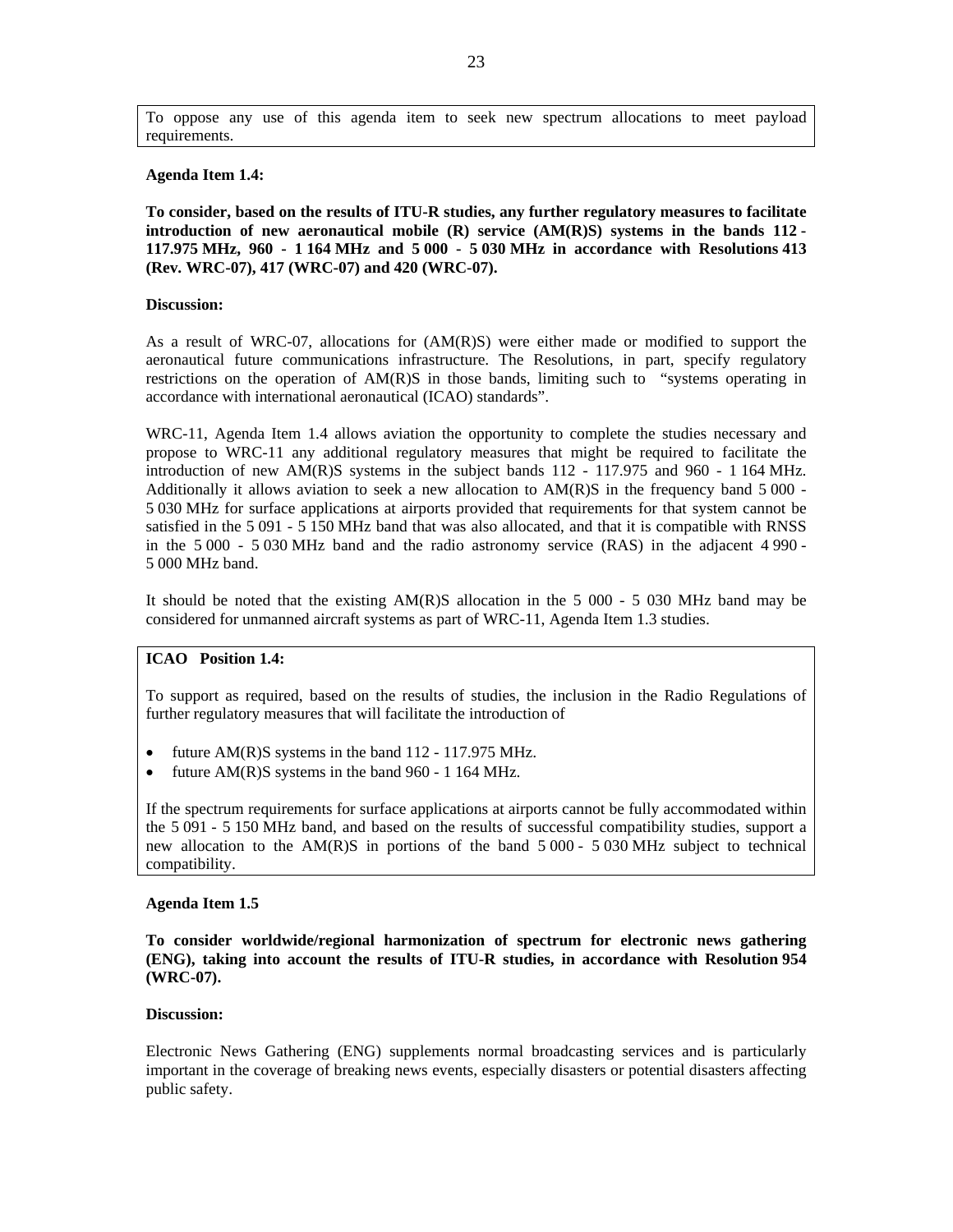To oppose any use of this agenda item to seek new spectrum allocations to meet payload requirements.

**Agenda Item 1.4:**

**To consider, based on the results of ITU-R studies, any further regulatory measures to facilitate introduction of new aeronautical mobile (R) service (AM(R)S) systems in the bands 112 - 117.975 MHz, 960 - 1 164 MHz and 5 000 - 5 030 MHz in accordance with Resolutions 413 (Rev. WRC-07), 417 (WRC-07) and 420 (WRC-07).**

**Discussion:**

As a result of WRC-07, allocations for (AM(R)S) were either made or modified to support the aeronautical future communications infrastructure. The Resolutions, in part, specify regulatory restrictions on the operation of AM(R)S in those bands, limiting such to "systems operating in accordance with international aeronautical (ICAO) standards".

WRC-11, Agenda Item 1.4 allows aviation the opportunity to complete the studies necessary and propose to WRC-11 any additional regulatory measures that might be required to facilitate the introduction of new AM(R)S systems in the subject bands 112 - 117.975 and 960 - 1 164 MHz. Additionally it allows aviation to seek a new allocation to AM(R)S in the frequency band 5 000 - 5 030 MHz for surface applications at airports provided that requirements for that system cannot be satisfied in the 5 091 - 5 150 MHz band that was also allocated, and that it is compatible with RNSS in the 5 000 - 5 030 MHz band and the radio astronomy service (RAS) in the adjacent 4 990 - 5 000 MHz band.

It should be noted that the existing AM(R)S allocation in the 5 000 - 5 030 MHz band may be considered for unmanned aircraft systems as part of WRC-11, Agenda Item 1.3 studies.

**ICAO Position 1.4:**

To support as required, based on the results of studies, the inclusion in the Radio Regulations of further regulatory measures that will facilitate the introduction of

- future AM(R)S systems in the band 112 - 117.975 MHz.
- future AM(R)S systems in the band 960 - 1 164 MHz.

If the spectrum requirements for surface applications at airports cannot be fully accommodated within the 5 091 - 5 150 MHz band, and based on the results of successful compatibility studies, support a new allocation to the AM(R)S in portions of the band 5 000 - 5 030 MHz subject to technical compatibility.

**Agenda Item 1.5**

**To consider worldwide/regional harmonization of spectrum for electronic news gathering (ENG), taking into account the results of ITU-R studies, in accordance with Resolution 954 (WRC-07).**

**Discussion:**

Electronic News Gathering (ENG) supplements normal broadcasting services and is particularly important in the coverage of breaking news events, especially disasters or potential disasters affecting public safety.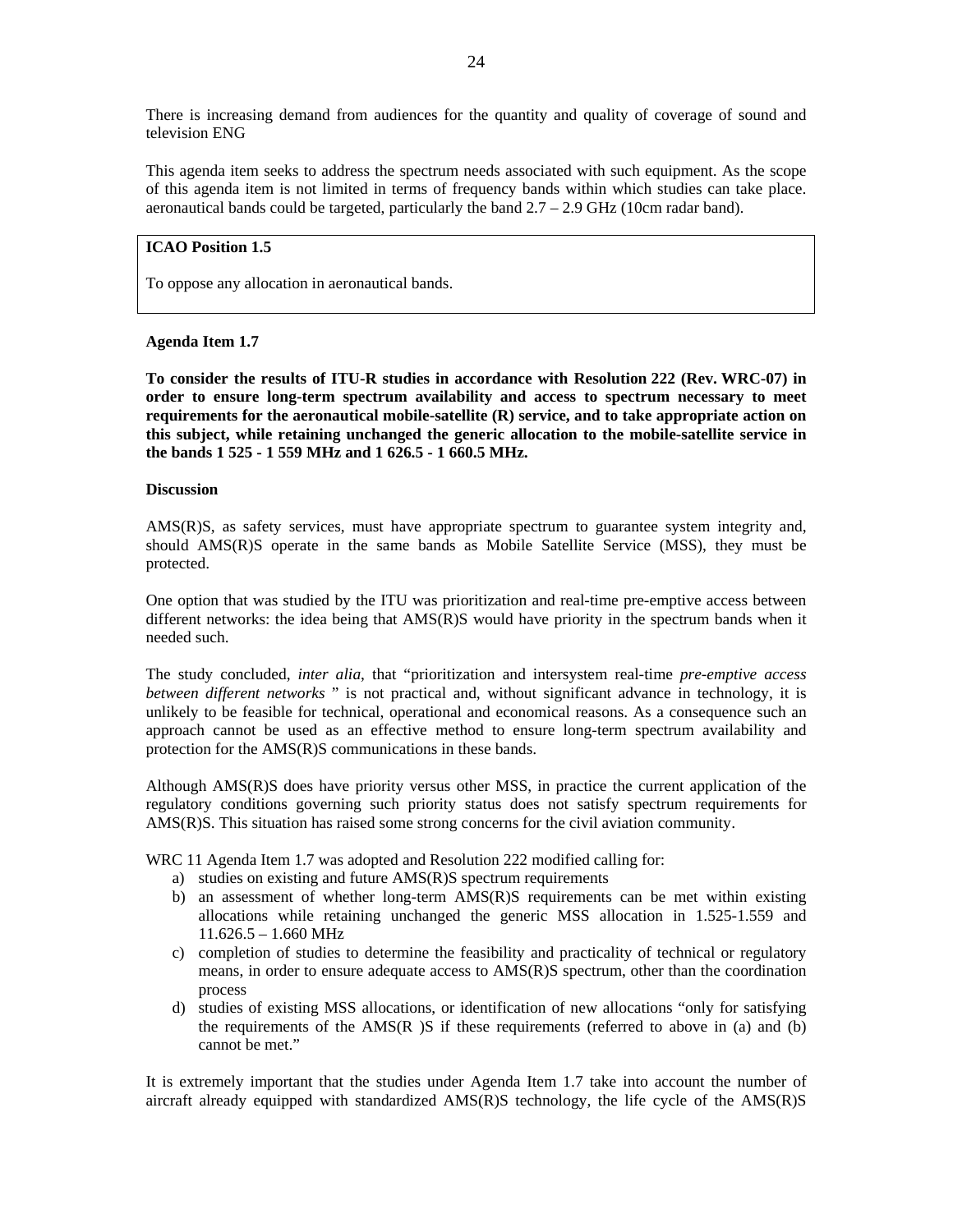There is increasing demand from audiences for the quantity and quality of coverage of sound and television ENG

This agenda item seeks to address the spectrum needs associated with such equipment. As the scope of this agenda item is not limited in terms of frequency bands within which studies can take place. aeronautical bands could be targeted, particularly the band 2.7 – 2.9 GHz (10cm radar band).

> **ICAO Position 1.5**
>
> To oppose any allocation in aeronautical bands.

**Agenda Item 1.7**

**To consider the results of ITU-R studies in accordance with Resolution 222 (Rev. WRC-07) in order to ensure long-term spectrum availability and access to spectrum necessary to meet requirements for the aeronautical mobile-satellite (R) service, and to take appropriate action on this subject, while retaining unchanged the generic allocation to the mobile-satellite service in the bands 1 525 - 1 559 MHz and 1 626.5 - 1 660.5 MHz.**

**Discussion**

AMS(R)S, as safety services, must have appropriate spectrum to guarantee system integrity and, should AMS(R)S operate in the same bands as Mobile Satellite Service (MSS), they must be protected.

One option that was studied by the ITU was prioritization and real-time pre-emptive access between different networks: the idea being that AMS(R)S would have priority in the spectrum bands when it needed such.

The study concluded, *inter alia*, that "prioritization and intersystem real-time *pre-emptive access between different networks* " is not practical and, without significant advance in technology, it is unlikely to be feasible for technical, operational and economical reasons. As a consequence such an approach cannot be used as an effective method to ensure long-term spectrum availability and protection for the AMS(R)S communications in these bands.

Although AMS(R)S does have priority versus other MSS, in practice the current application of the regulatory conditions governing such priority status does not satisfy spectrum requirements for AMS(R)S. This situation has raised some strong concerns for the civil aviation community.

WRC 11 Agenda Item 1.7 was adopted and Resolution 222 modified calling for:

a) studies on existing and future AMS(R)S spectrum requirements
b) an assessment of whether long-term AMS(R)S requirements can be met within existing allocations while retaining unchanged the generic MSS allocation in 1.525-1.559 and 11.626.5 – 1.660 MHz
c) completion of studies to determine the feasibility and practicality of technical or regulatory means, in order to ensure adequate access to AMS(R)S spectrum, other than the coordination process
d) studies of existing MSS allocations, or identification of new allocations "only for satisfying the requirements of the AMS(R )S if these requirements (referred to above in (a) and (b) cannot be met."

It is extremely important that the studies under Agenda Item 1.7 take into account the number of aircraft already equipped with standardized AMS(R)S technology, the life cycle of the AMS(R)S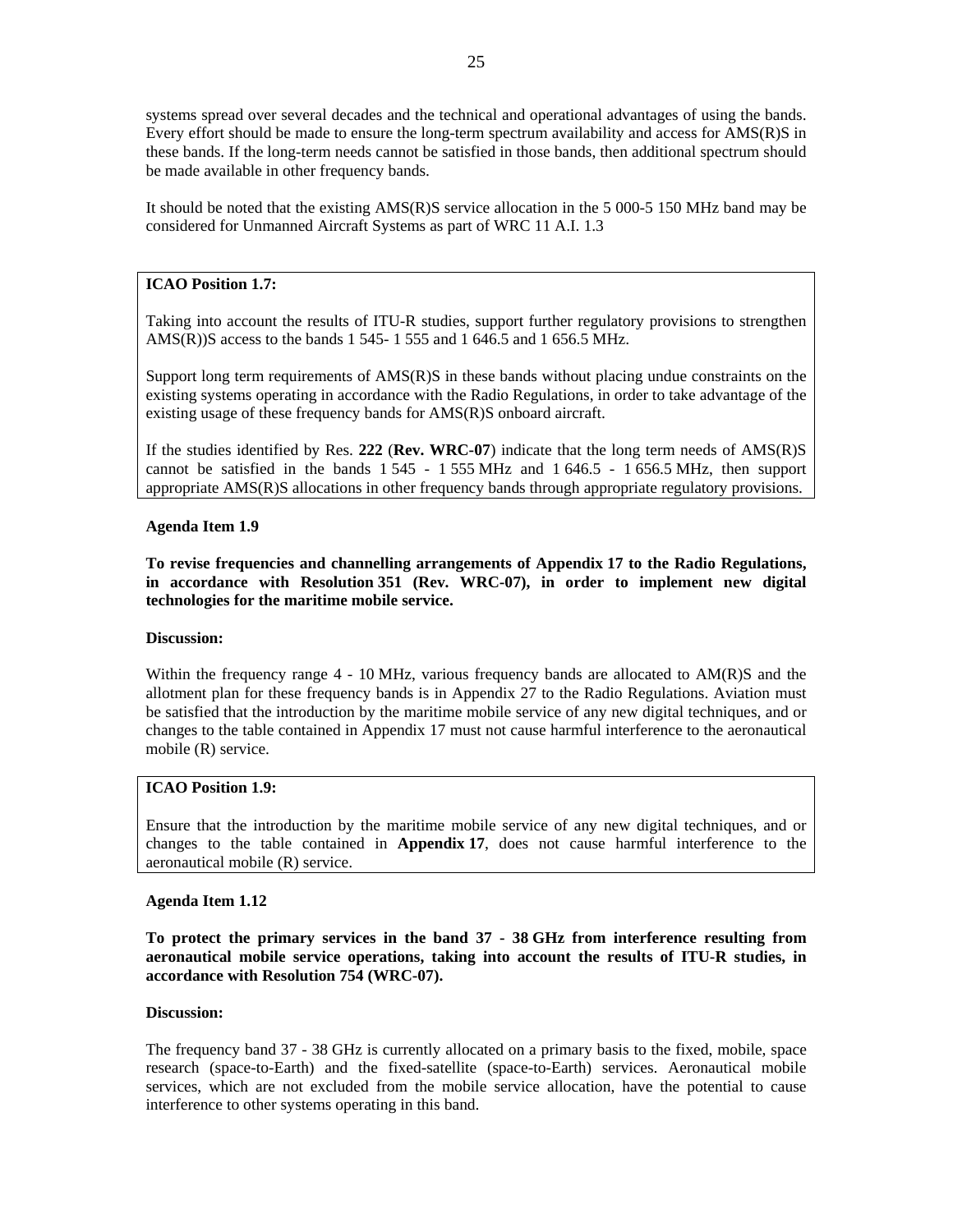systems spread over several decades and the technical and operational advantages of using the bands. Every effort should be made to ensure the long-term spectrum availability and access for AMS(R)S in these bands. If the long-term needs cannot be satisfied in those bands, then additional spectrum should be made available in other frequency bands.

It should be noted that the existing AMS(R)S service allocation in the 5 000-5 150 MHz band may be considered for Unmanned Aircraft Systems as part of WRC 11 A.I. 1.3

**ICAO Position 1.7:**

Taking into account the results of ITU-R studies, support further regulatory provisions to strengthen AMS(R))S access to the bands 1 545- 1 555 and 1 646.5 and 1 656.5 MHz.

Support long term requirements of AMS(R)S in these bands without placing undue constraints on the existing systems operating in accordance with the Radio Regulations, in order to take advantage of the existing usage of these frequency bands for AMS(R)S onboard aircraft.

If the studies identified by Res. **222** (**Rev. WRC-07**) indicate that the long term needs of AMS(R)S cannot be satisfied in the bands 1 545 - 1 555 MHz and 1 646.5 - 1 656.5 MHz, then support appropriate AMS(R)S allocations in other frequency bands through appropriate regulatory provisions.

**Agenda Item 1.9**

**To revise frequencies and channelling arrangements of Appendix 17 to the Radio Regulations, in accordance with Resolution 351 (Rev. WRC-07), in order to implement new digital technologies for the maritime mobile service.**

**Discussion:**

Within the frequency range 4 - 10 MHz, various frequency bands are allocated to AM(R)S and the allotment plan for these frequency bands is in Appendix 27 to the Radio Regulations. Aviation must be satisfied that the introduction by the maritime mobile service of any new digital techniques, and or changes to the table contained in Appendix 17 must not cause harmful interference to the aeronautical mobile (R) service.

**ICAO Position 1.9:**

Ensure that the introduction by the maritime mobile service of any new digital techniques, and or changes to the table contained in **Appendix 17**, does not cause harmful interference to the aeronautical mobile (R) service.

**Agenda Item 1.12**

**To protect the primary services in the band 37 - 38 GHz from interference resulting from aeronautical mobile service operations, taking into account the results of ITU-R studies, in accordance with Resolution 754 (WRC-07).**

**Discussion:**

The frequency band 37 - 38 GHz is currently allocated on a primary basis to the fixed, mobile, space research (space-to-Earth) and the fixed-satellite (space-to-Earth) services. Aeronautical mobile services, which are not excluded from the mobile service allocation, have the potential to cause interference to other systems operating in this band.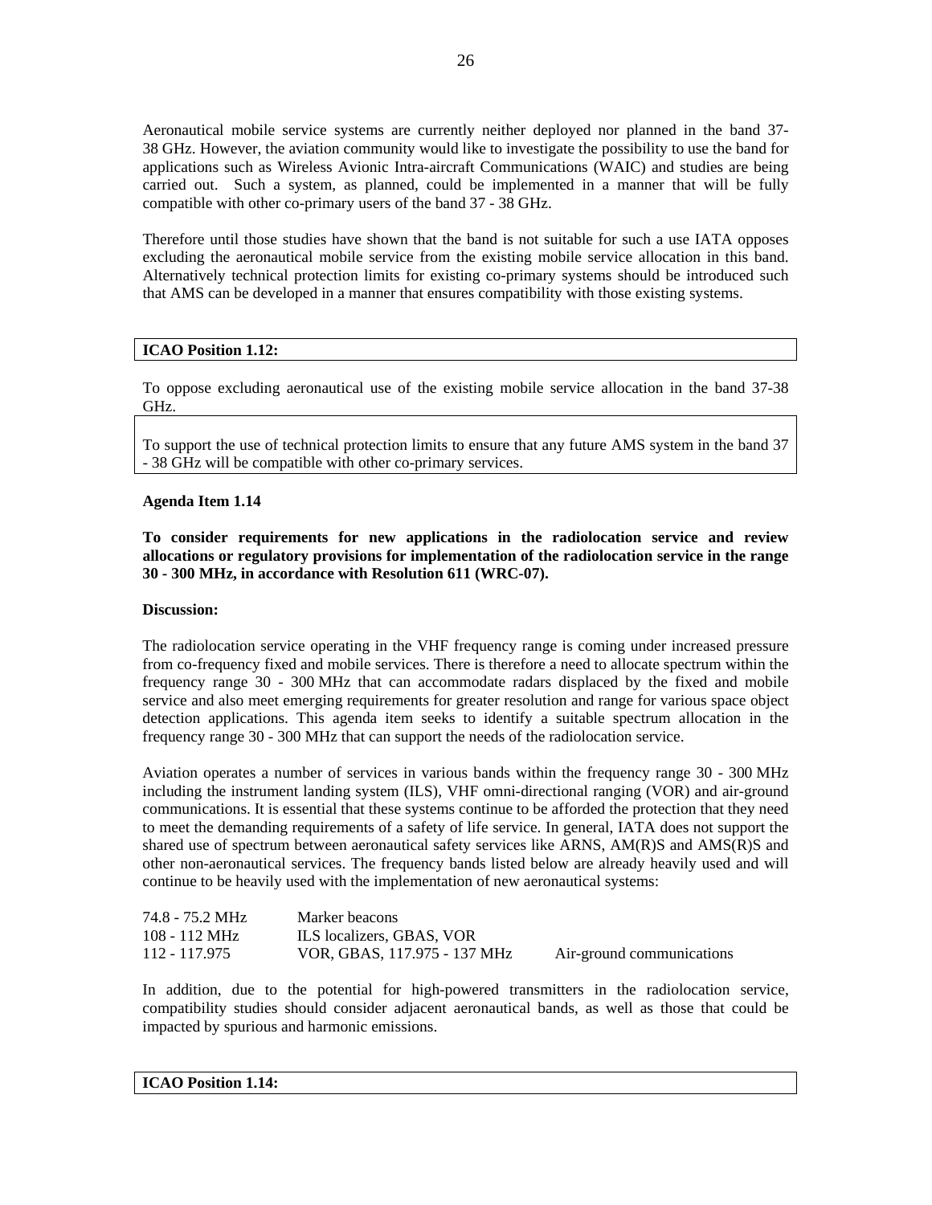Aeronautical mobile service systems are currently neither deployed nor planned in the band 37-38 GHz. However, the aviation community would like to investigate the possibility to use the band for applications such as Wireless Avionic Intra-aircraft Communications (WAIC) and studies are being carried out. Such a system, as planned, could be implemented in a manner that will be fully compatible with other co-primary users of the band 37 - 38 GHz.

Therefore until those studies have shown that the band is not suitable for such a use IATA opposes excluding the aeronautical mobile service from the existing mobile service allocation in this band. Alternatively technical protection limits for existing co-primary systems should be introduced such that AMS can be developed in a manner that ensures compatibility with those existing systems.

**ICAO Position 1.12:**

To oppose excluding aeronautical use of the existing mobile service allocation in the band 37-38 GHz.

To support the use of technical protection limits to ensure that any future AMS system in the band 37 - 38 GHz will be compatible with other co-primary services.

**Agenda Item 1.14**

**To consider requirements for new applications in the radiolocation service and review allocations or regulatory provisions for implementation of the radiolocation service in the range 30 - 300 MHz, in accordance with Resolution 611 (WRC-07).**

**Discussion:**

The radiolocation service operating in the VHF frequency range is coming under increased pressure from co-frequency fixed and mobile services. There is therefore a need to allocate spectrum within the frequency range 30 - 300 MHz that can accommodate radars displaced by the fixed and mobile service and also meet emerging requirements for greater resolution and range for various space object detection applications. This agenda item seeks to identify a suitable spectrum allocation in the frequency range 30 - 300 MHz that can support the needs of the radiolocation service.

Aviation operates a number of services in various bands within the frequency range 30 - 300 MHz including the instrument landing system (ILS), VHF omni-directional ranging (VOR) and air-ground communications. It is essential that these systems continue to be afforded the protection that they need to meet the demanding requirements of a safety of life service. In general, IATA does not support the shared use of spectrum between aeronautical safety services like ARNS, AM(R)S and AMS(R)S and other non-aeronautical services. The frequency bands listed below are already heavily used and will continue to be heavily used with the implementation of new aeronautical systems:

| | | |
|---|---|---|
| 74.8 - 75.2 MHz | Marker beacons | |
| 108 - 112 MHz | ILS localizers, GBAS, VOR | |
| 112 - 117.975 | VOR, GBAS, 117.975 - 137 MHz | Air-ground communications |

In addition, due to the potential for high-powered transmitters in the radiolocation service, compatibility studies should consider adjacent aeronautical bands, as well as those that could be impacted by spurious and harmonic emissions.

**ICAO Position 1.14:**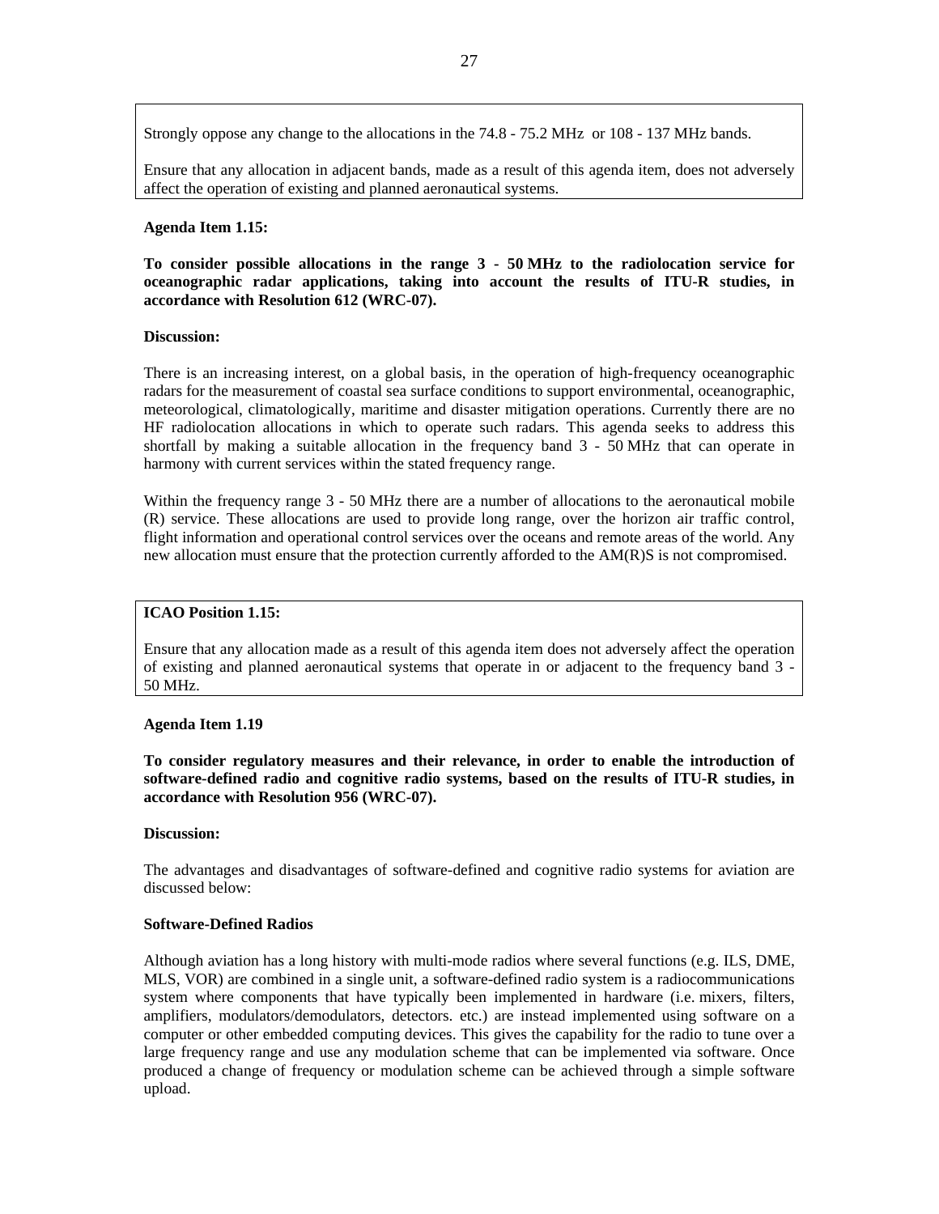Strongly oppose any change to the allocations in the 74.8 - 75.2 MHz or 108 - 137 MHz bands.

Ensure that any allocation in adjacent bands, made as a result of this agenda item, does not adversely affect the operation of existing and planned aeronautical systems.

**Agenda Item 1.15:**

**To consider possible allocations in the range 3 - 50 MHz to the radiolocation service for oceanographic radar applications, taking into account the results of ITU-R studies, in accordance with Resolution 612 (WRC-07).**

**Discussion:**

There is an increasing interest, on a global basis, in the operation of high-frequency oceanographic radars for the measurement of coastal sea surface conditions to support environmental, oceanographic, meteorological, climatologically, maritime and disaster mitigation operations. Currently there are no HF radiolocation allocations in which to operate such radars. This agenda seeks to address this shortfall by making a suitable allocation in the frequency band 3 - 50 MHz that can operate in harmony with current services within the stated frequency range.

Within the frequency range 3 - 50 MHz there are a number of allocations to the aeronautical mobile (R) service. These allocations are used to provide long range, over the horizon air traffic control, flight information and operational control services over the oceans and remote areas of the world. Any new allocation must ensure that the protection currently afforded to the AM(R)S is not compromised.

**ICAO Position 1.15:**

Ensure that any allocation made as a result of this agenda item does not adversely affect the operation of existing and planned aeronautical systems that operate in or adjacent to the frequency band 3 - 50 MHz.

**Agenda Item 1.19**

**To consider regulatory measures and their relevance, in order to enable the introduction of software-defined radio and cognitive radio systems, based on the results of ITU-R studies, in accordance with Resolution 956 (WRC-07).**

**Discussion:**

The advantages and disadvantages of software-defined and cognitive radio systems for aviation are discussed below:

**Software-Defined Radios**

Although aviation has a long history with multi-mode radios where several functions (e.g. ILS, DME, MLS, VOR) are combined in a single unit, a software-defined radio system is a radiocommunications system where components that have typically been implemented in hardware (i.e. mixers, filters, amplifiers, modulators/demodulators, detectors. etc.) are instead implemented using software on a computer or other embedded computing devices. This gives the capability for the radio to tune over a large frequency range and use any modulation scheme that can be implemented via software. Once produced a change of frequency or modulation scheme can be achieved through a simple software upload.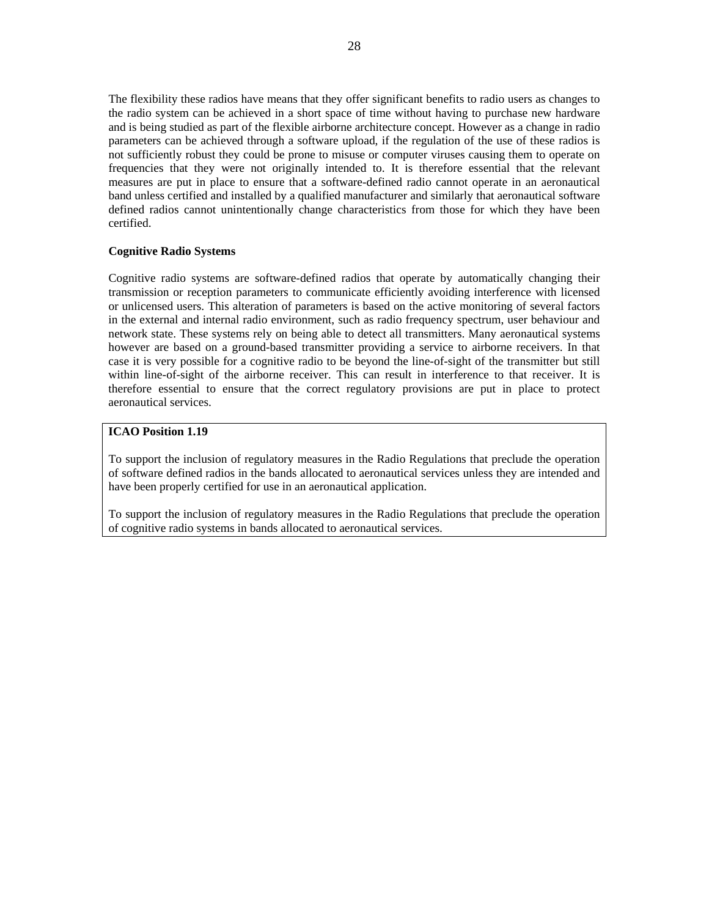The flexibility these radios have means that they offer significant benefits to radio users as changes to the radio system can be achieved in a short space of time without having to purchase new hardware and is being studied as part of the flexible airborne architecture concept. However as a change in radio parameters can be achieved through a software upload, if the regulation of the use of these radios is not sufficiently robust they could be prone to misuse or computer viruses causing them to operate on frequencies that they were not originally intended to. It is therefore essential that the relevant measures are put in place to ensure that a software-defined radio cannot operate in an aeronautical band unless certified and installed by a qualified manufacturer and similarly that aeronautical software defined radios cannot unintentionally change characteristics from those for which they have been certified.

**Cognitive Radio Systems**

Cognitive radio systems are software-defined radios that operate by automatically changing their transmission or reception parameters to communicate efficiently avoiding interference with licensed or unlicensed users. This alteration of parameters is based on the active monitoring of several factors in the external and internal radio environment, such as radio frequency spectrum, user behaviour and network state. These systems rely on being able to detect all transmitters. Many aeronautical systems however are based on a ground-based transmitter providing a service to airborne receivers. In that case it is very possible for a cognitive radio to be beyond the line-of-sight of the transmitter but still within line-of-sight of the airborne receiver. This can result in interference to that receiver. It is therefore essential to ensure that the correct regulatory provisions are put in place to protect aeronautical services.

**ICAO Position 1.19**

To support the inclusion of regulatory measures in the Radio Regulations that preclude the operation of software defined radios in the bands allocated to aeronautical services unless they are intended and have been properly certified for use in an aeronautical application.

To support the inclusion of regulatory measures in the Radio Regulations that preclude the operation of cognitive radio systems in bands allocated to aeronautical services.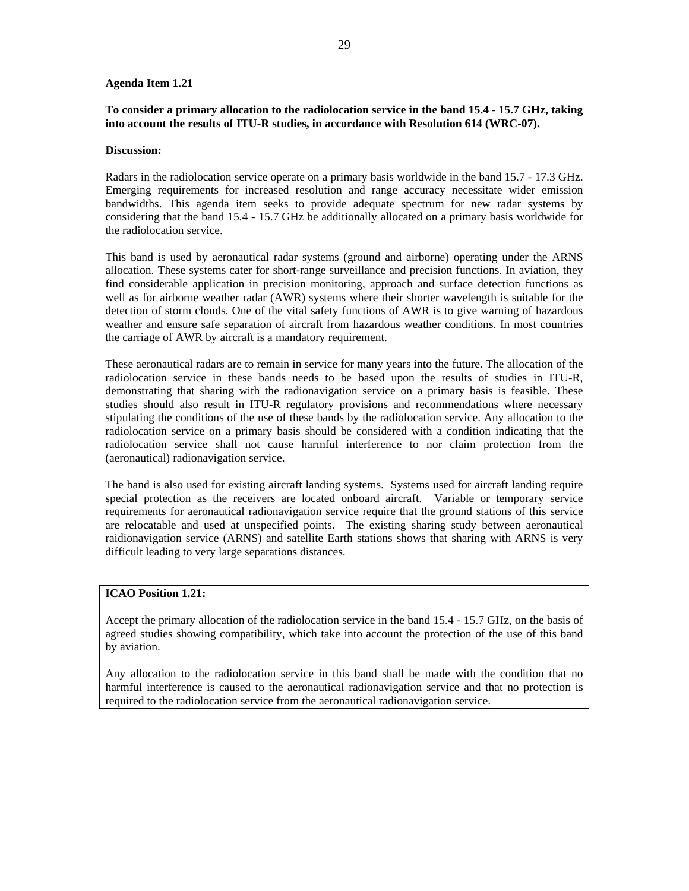**Agenda Item 1.21**

**To consider a primary allocation to the radiolocation service in the band 15.4 - 15.7 GHz, taking into account the results of ITU-R studies, in accordance with Resolution 614 (WRC-07).**

**Discussion:**

Radars in the radiolocation service operate on a primary basis worldwide in the band 15.7 - 17.3 GHz. Emerging requirements for increased resolution and range accuracy necessitate wider emission bandwidths. This agenda item seeks to provide adequate spectrum for new radar systems by considering that the band 15.4 - 15.7 GHz be additionally allocated on a primary basis worldwide for the radiolocation service.

This band is used by aeronautical radar systems (ground and airborne) operating under the ARNS allocation. These systems cater for short-range surveillance and precision functions. In aviation, they find considerable application in precision monitoring, approach and surface detection functions as well as for airborne weather radar (AWR) systems where their shorter wavelength is suitable for the detection of storm clouds. One of the vital safety functions of AWR is to give warning of hazardous weather and ensure safe separation of aircraft from hazardous weather conditions. In most countries the carriage of AWR by aircraft is a mandatory requirement.

These aeronautical radars are to remain in service for many years into the future. The allocation of the radiolocation service in these bands needs to be based upon the results of studies in ITU-R, demonstrating that sharing with the radionavigation service on a primary basis is feasible. These studies should also result in ITU-R regulatory provisions and recommendations where necessary stipulating the conditions of the use of these bands by the radiolocation service. Any allocation to the radiolocation service on a primary basis should be considered with a condition indicating that the radiolocation service shall not cause harmful interference to nor claim protection from the (aeronautical) radionavigation service.

The band is also used for existing aircraft landing systems. Systems used for aircraft landing require special protection as the receivers are located onboard aircraft. Variable or temporary service requirements for aeronautical radionavigation service require that the ground stations of this service are relocatable and used at unspecified points. The existing sharing study between aeronautical raidionavigation service (ARNS) and satellite Earth stations shows that sharing with ARNS is very difficult leading to very large separations distances.

**ICAO Position 1.21:**

Accept the primary allocation of the radiolocation service in the band 15.4 - 15.7 GHz, on the basis of agreed studies showing compatibility, which take into account the protection of the use of this band by aviation.

Any allocation to the radiolocation service in this band shall be made with the condition that no harmful interference is caused to the aeronautical radionavigation service and that no protection is required to the radiolocation service from the aeronautical radionavigation service.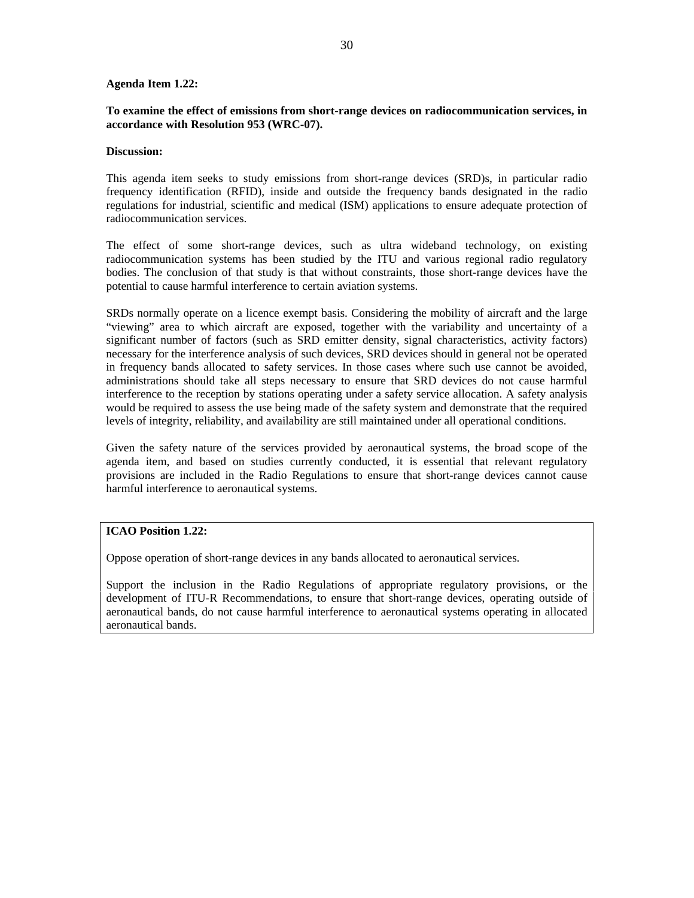**Agenda Item 1.22:**

**To examine the effect of emissions from short-range devices on radiocommunication services, in accordance with Resolution 953 (WRC-07).**

**Discussion:**

This agenda item seeks to study emissions from short-range devices (SRD)s, in particular radio frequency identification (RFID), inside and outside the frequency bands designated in the radio regulations for industrial, scientific and medical (ISM) applications to ensure adequate protection of radiocommunication services.

The effect of some short-range devices, such as ultra wideband technology, on existing radiocommunication systems has been studied by the ITU and various regional radio regulatory bodies. The conclusion of that study is that without constraints, those short-range devices have the potential to cause harmful interference to certain aviation systems.

SRDs normally operate on a licence exempt basis. Considering the mobility of aircraft and the large "viewing" area to which aircraft are exposed, together with the variability and uncertainty of a significant number of factors (such as SRD emitter density, signal characteristics, activity factors) necessary for the interference analysis of such devices, SRD devices should in general not be operated in frequency bands allocated to safety services. In those cases where such use cannot be avoided, administrations should take all steps necessary to ensure that SRD devices do not cause harmful interference to the reception by stations operating under a safety service allocation. A safety analysis would be required to assess the use being made of the safety system and demonstrate that the required levels of integrity, reliability, and availability are still maintained under all operational conditions.

Given the safety nature of the services provided by aeronautical systems, the broad scope of the agenda item, and based on studies currently conducted, it is essential that relevant regulatory provisions are included in the Radio Regulations to ensure that short-range devices cannot cause harmful interference to aeronautical systems.

**ICAO Position 1.22:**

Oppose operation of short-range devices in any bands allocated to aeronautical services.

Support the inclusion in the Radio Regulations of appropriate regulatory provisions, or the development of ITU-R Recommendations, to ensure that short-range devices, operating outside of aeronautical bands, do not cause harmful interference to aeronautical systems operating in allocated aeronautical bands.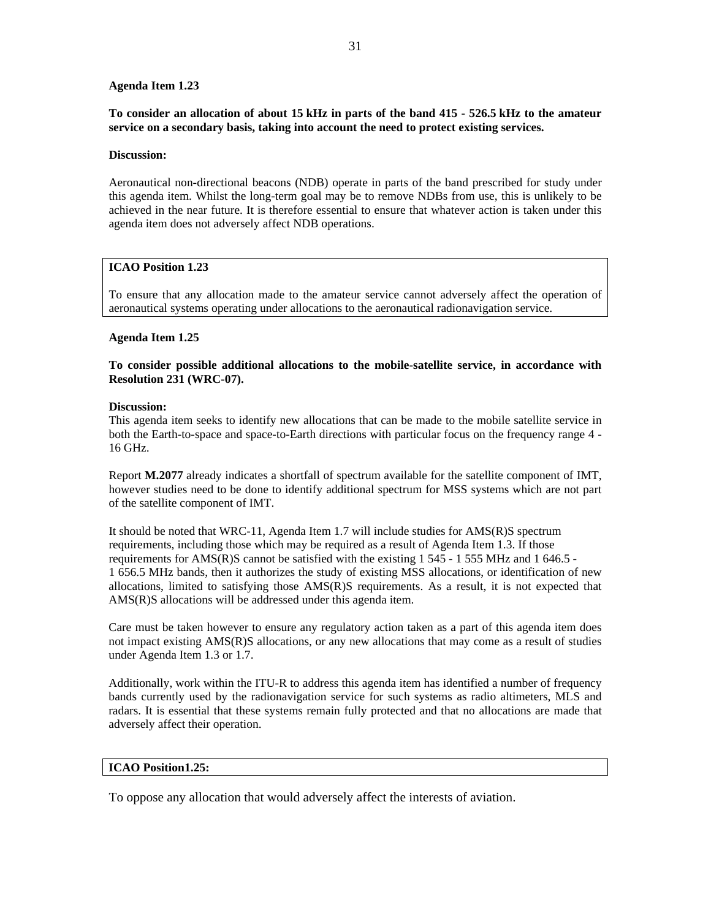**Agenda Item 1.23**

**To consider an allocation of about 15 kHz in parts of the band 415 - 526.5 kHz to the amateur service on a secondary basis, taking into account the need to protect existing services.**

**Discussion:**

Aeronautical non-directional beacons (NDB) operate in parts of the band prescribed for study under this agenda item. Whilst the long-term goal may be to remove NDBs from use, this is unlikely to be achieved in the near future. It is therefore essential to ensure that whatever action is taken under this agenda item does not adversely affect NDB operations.

**ICAO Position 1.23**

To ensure that any allocation made to the amateur service cannot adversely affect the operation of aeronautical systems operating under allocations to the aeronautical radionavigation service.

**Agenda Item 1.25**

**To consider possible additional allocations to the mobile-satellite service, in accordance with Resolution 231 (WRC-07).**

**Discussion:**

This agenda item seeks to identify new allocations that can be made to the mobile satellite service in both the Earth-to-space and space-to-Earth directions with particular focus on the frequency range 4 - 16 GHz.

Report **M.2077** already indicates a shortfall of spectrum available for the satellite component of IMT, however studies need to be done to identify additional spectrum for MSS systems which are not part of the satellite component of IMT.

It should be noted that WRC-11, Agenda Item 1.7 will include studies for AMS(R)S spectrum requirements, including those which may be required as a result of Agenda Item 1.3. If those requirements for AMS(R)S cannot be satisfied with the existing 1 545 - 1 555 MHz and 1 646.5 - 1 656.5 MHz bands, then it authorizes the study of existing MSS allocations, or identification of new allocations, limited to satisfying those AMS(R)S requirements. As a result, it is not expected that AMS(R)S allocations will be addressed under this agenda item.

Care must be taken however to ensure any regulatory action taken as a part of this agenda item does not impact existing AMS(R)S allocations, or any new allocations that may come as a result of studies under Agenda Item 1.3 or 1.7.

Additionally, work within the ITU-R to address this agenda item has identified a number of frequency bands currently used by the radionavigation service for such systems as radio altimeters, MLS and radars. It is essential that these systems remain fully protected and that no allocations are made that adversely affect their operation.

**ICAO Position1.25:**

To oppose any allocation that would adversely affect the interests of aviation.